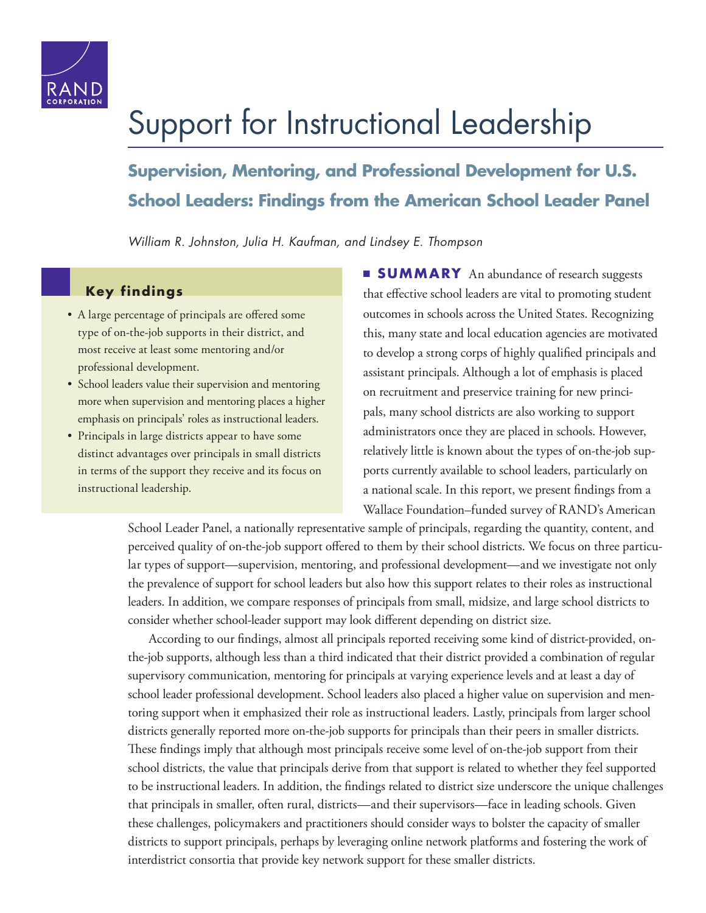# Support for Instructional Leadership

## Supervision, Mentoring, and Professional Development for U.S. School Leaders: Findings from the American School Leader Panel

*William R. Johnston, Julia H. Kaufman, and Lindsey E. Thompson*

### Key findings

- A large percentage of principals are offered some type of on-the-job supports in their district, and most receive at least some mentoring and/or professional development.
- School leaders value their supervision and mentoring more when supervision and mentoring places a higher emphasis on principals' roles as instructional leaders.
- Principals in large districts appear to have some distinct advantages over principals in small districts in terms of the support they receive and its focus on instructional leadership.

**SUMMARY** An abundance of research suggests that effective school leaders are vital to promoting student outcomes in schools across the United States. Recognizing this, many state and local education agencies are motivated to develop a strong corps of highly qualified principals and assistant principals. Although a lot of emphasis is placed on recruitment and preservice training for new principals, many school districts are also working to support administrators once they are placed in schools. However, relatively little is known about the types of on-the-job supports currently available to school leaders, particularly on a national scale. In this report, we present findings from a Wallace Foundation–funded survey of RAND's American School Leader Panel, a nationally representative sample of principals, regarding the quantity, content, and perceived quality of on-the-job support offered to them by their school districts. We focus on three particular types of support—supervision, mentoring, and professional development—and we investigate not only the prevalence of support for school leaders but also how this support relates to their roles as instructional leaders. In addition, we compare responses of principals from small, midsize, and large school districts to consider whether school-leader support may look different depending on district size.

According to our findings, almost all principals reported receiving some kind of district-provided, on-the-job supports, although less than a third indicated that their district provided a combination of regular supervisory communication, mentoring for principals at varying experience levels and at least a day of school leader professional development. School leaders also placed a higher value on supervision and mentoring support when it emphasized their role as instructional leaders. Lastly, principals from larger school districts generally reported more on-the-job supports for principals than their peers in smaller districts. These findings imply that although most principals receive some level of on-the-job support from their school districts, the value that principals derive from that support is related to whether they feel supported to be instructional leaders. In addition, the findings related to district size underscore the unique challenges that principals in smaller, often rural, districts—and their supervisors—face in leading schools. Given these challenges, policymakers and practitioners should consider ways to bolster the capacity of smaller districts to support principals, perhaps by leveraging online network platforms and fostering the work of interdistrict consortia that provide key network support for these smaller districts.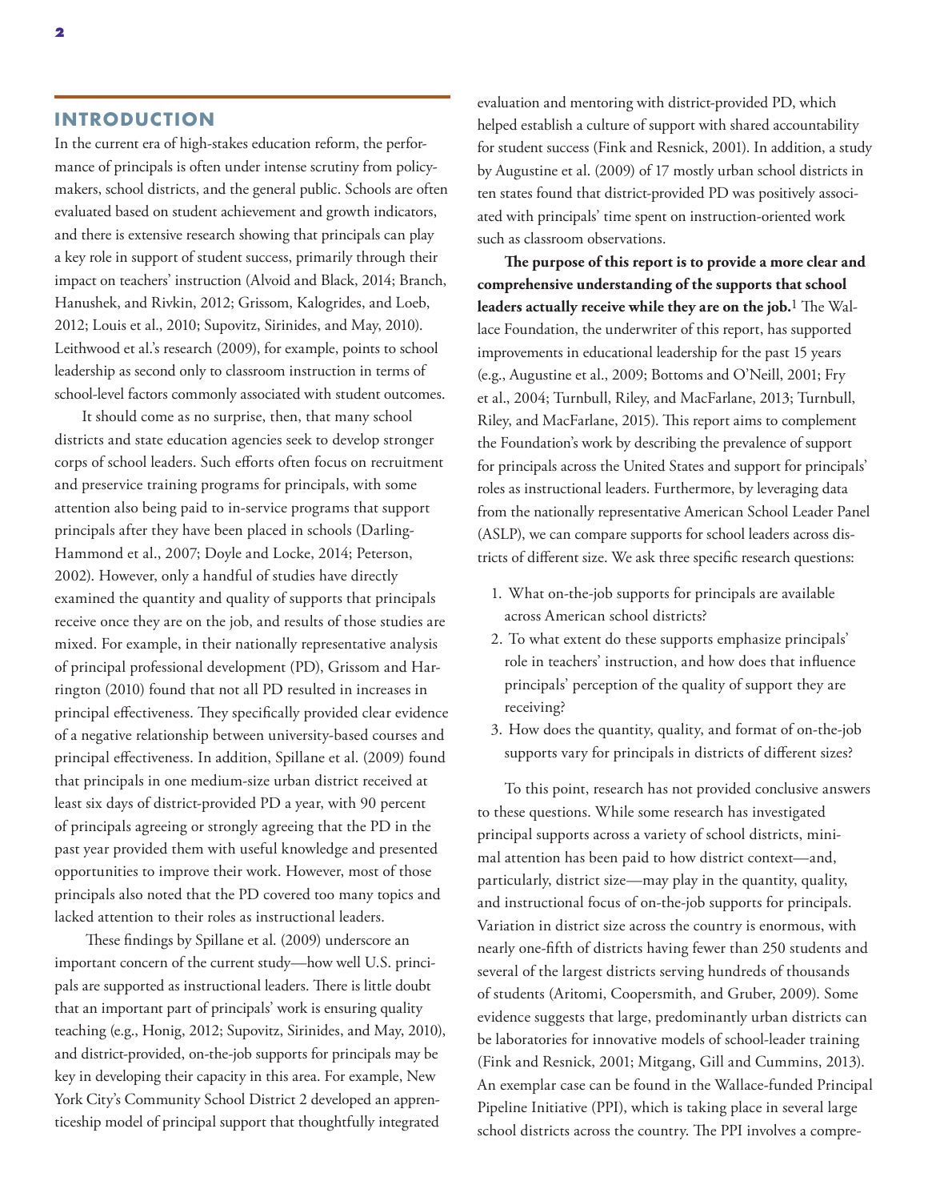## INTRODUCTION

In the current era of high-stakes education reform, the performance of principals is often under intense scrutiny from policymakers, school districts, and the general public. Schools are often evaluated based on student achievement and growth indicators, and there is extensive research showing that principals can play a key role in support of student success, primarily through their impact on teachers' instruction (Alvoid and Black, 2014; Branch, Hanushek, and Rivkin, 2012; Grissom, Kalogrides, and Loeb, 2012; Louis et al., 2010; Supovitz, Sirinides, and May, 2010). Leithwood et al.'s research (2009), for example, points to school leadership as second only to classroom instruction in terms of school-level factors commonly associated with student outcomes.

It should come as no surprise, then, that many school districts and state education agencies seek to develop stronger corps of school leaders. Such efforts often focus on recruitment and preservice training programs for principals, with some attention also being paid to in-service programs that support principals after they have been placed in schools (Darling-Hammond et al., 2007; Doyle and Locke, 2014; Peterson, 2002). However, only a handful of studies have directly examined the quantity and quality of supports that principals receive once they are on the job, and results of those studies are mixed. For example, in their nationally representative analysis of principal professional development (PD), Grissom and Harrington (2010) found that not all PD resulted in increases in principal effectiveness. They specifically provided clear evidence of a negative relationship between university-based courses and principal effectiveness. In addition, Spillane et al. (2009) found that principals in one medium-size urban district received at least six days of district-provided PD a year, with 90 percent of principals agreeing or strongly agreeing that the PD in the past year provided them with useful knowledge and presented opportunities to improve their work. However, most of those principals also noted that the PD covered too many topics and lacked attention to their roles as instructional leaders.

These findings by Spillane et al. (2009) underscore an important concern of the current study—how well U.S. principals are supported as instructional leaders. There is little doubt that an important part of principals' work is ensuring quality teaching (e.g., Honig, 2012; Supovitz, Sirinides, and May, 2010), and district-provided, on-the-job supports for principals may be key in developing their capacity in this area. For example, New York City's Community School District 2 developed an apprenticeship model of principal support that thoughtfully integrated evaluation and mentoring with district-provided PD, which helped establish a culture of support with shared accountability for student success (Fink and Resnick, 2001). In addition, a study by Augustine et al. (2009) of 17 mostly urban school districts in ten states found that district-provided PD was positively associated with principals' time spent on instruction-oriented work such as classroom observations.

**The purpose of this report is to provide a more clear and comprehensive understanding of the supports that school leaders actually receive while they are on the job.**[1] The Wallace Foundation, the underwriter of this report, has supported improvements in educational leadership for the past 15 years (e.g., Augustine et al., 2009; Bottoms and O'Neill, 2001; Fry et al., 2004; Turnbull, Riley, and MacFarlane, 2013; Turnbull, Riley, and MacFarlane, 2015). This report aims to complement the Foundation's work by describing the prevalence of support for principals across the United States and support for principals' roles as instructional leaders. Furthermore, by leveraging data from the nationally representative American School Leader Panel (ASLP), we can compare supports for school leaders across districts of different size. We ask three specific research questions:

1. What on-the-job supports for principals are available across American school districts?
2. To what extent do these supports emphasize principals' role in teachers' instruction, and how does that influence principals' perception of the quality of support they are receiving?
3. How does the quantity, quality, and format of on-the-job supports vary for principals in districts of different sizes?

To this point, research has not provided conclusive answers to these questions. While some research has investigated principal supports across a variety of school districts, minimal attention has been paid to how district context—and, particularly, district size—may play in the quantity, quality, and instructional focus of on-the-job supports for principals. Variation in district size across the country is enormous, with nearly one-fifth of districts having fewer than 250 students and several of the largest districts serving hundreds of thousands of students (Aritomi, Coopersmith, and Gruber, 2009). Some evidence suggests that large, predominantly urban districts can be laboratories for innovative models of school-leader training (Fink and Resnick, 2001; Mitgang, Gill and Cummins, 2013). An exemplar case can be found in the Wallace-funded Principal Pipeline Initiative (PPI), which is taking place in several large school districts across the country. The PPI involves a compre-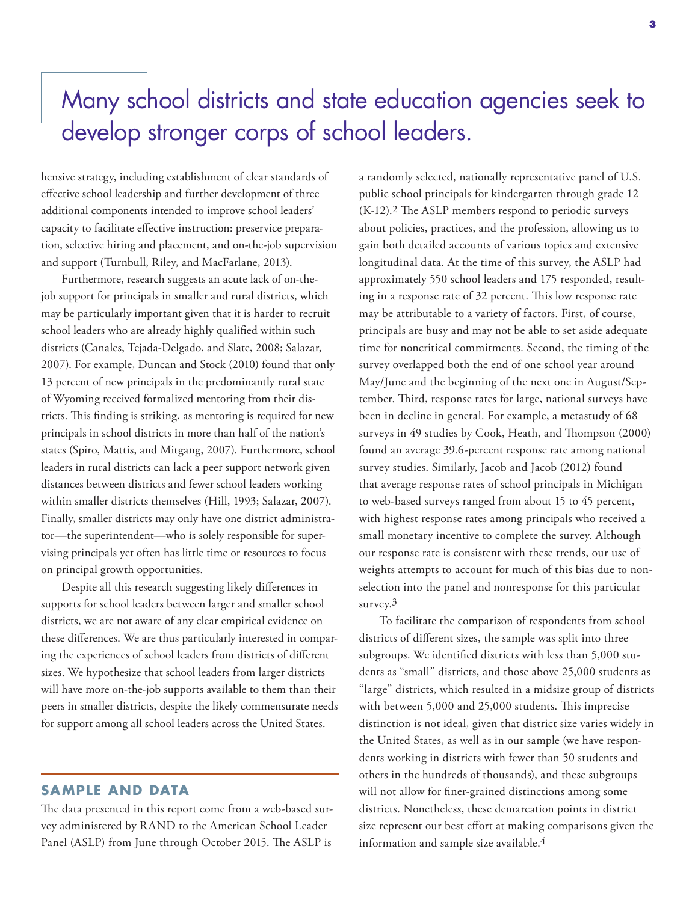> Many school districts and state education agencies seek to develop stronger corps of school leaders.

hensive strategy, including establishment of clear standards of effective school leadership and further development of three additional components intended to improve school leaders' capacity to facilitate effective instruction: preservice preparation, selective hiring and placement, and on-the-job supervision and support (Turnbull, Riley, and MacFarlane, 2013).

Furthermore, research suggests an acute lack of on-the-job support for principals in smaller and rural districts, which may be particularly important given that it is harder to recruit school leaders who are already highly qualified within such districts (Canales, Tejada-Delgado, and Slate, 2008; Salazar, 2007). For example, Duncan and Stock (2010) found that only 13 percent of new principals in the predominantly rural state of Wyoming received formalized mentoring from their districts. This finding is striking, as mentoring is required for new principals in school districts in more than half of the nation's states (Spiro, Mattis, and Mitgang, 2007). Furthermore, school leaders in rural districts can lack a peer support network given distances between districts and fewer school leaders working within smaller districts themselves (Hill, 1993; Salazar, 2007). Finally, smaller districts may only have one district administrator—the superintendent—who is solely responsible for supervising principals yet often has little time or resources to focus on principal growth opportunities.

Despite all this research suggesting likely differences in supports for school leaders between larger and smaller school districts, we are not aware of any clear empirical evidence on these differences. We are thus particularly interested in comparing the experiences of school leaders from districts of different sizes. We hypothesize that school leaders from larger districts will have more on-the-job supports available to them than their peers in smaller districts, despite the likely commensurate needs for support among all school leaders across the United States.

## SAMPLE AND DATA

The data presented in this report come from a web-based survey administered by RAND to the American School Leader Panel (ASLP) from June through October 2015. The ASLP is a randomly selected, nationally representative panel of U.S. public school principals for kindergarten through grade 12 (K-12).[2] The ASLP members respond to periodic surveys about policies, practices, and the profession, allowing us to gain both detailed accounts of various topics and extensive longitudinal data. At the time of this survey, the ASLP had approximately 550 school leaders and 175 responded, resulting in a response rate of 32 percent. This low response rate may be attributable to a variety of factors. First, of course, principals are busy and may not be able to set aside adequate time for noncritical commitments. Second, the timing of the survey overlapped both the end of one school year around May/June and the beginning of the next one in August/September. Third, response rates for large, national surveys have been in decline in general. For example, a metastudy of 68 surveys in 49 studies by Cook, Heath, and Thompson (2000) found an average 39.6-percent response rate among national survey studies. Similarly, Jacob and Jacob (2012) found that average response rates of school principals in Michigan to web-based surveys ranged from about 15 to 45 percent, with highest response rates among principals who received a small monetary incentive to complete the survey. Although our response rate is consistent with these trends, our use of weights attempts to account for much of this bias due to nonselection into the panel and nonresponse for this particular survey.[3]

To facilitate the comparison of respondents from school districts of different sizes, the sample was split into three subgroups. We identified districts with less than 5,000 students as "small" districts, and those above 25,000 students as "large" districts, which resulted in a midsize group of districts with between 5,000 and 25,000 students. This imprecise distinction is not ideal, given that district size varies widely in the United States, as well as in our sample (we have respondents working in districts with fewer than 50 students and others in the hundreds of thousands), and these subgroups will not allow for finer-grained distinctions among some districts. Nonetheless, these demarcation points in district size represent our best effort at making comparisons given the information and sample size available.[4]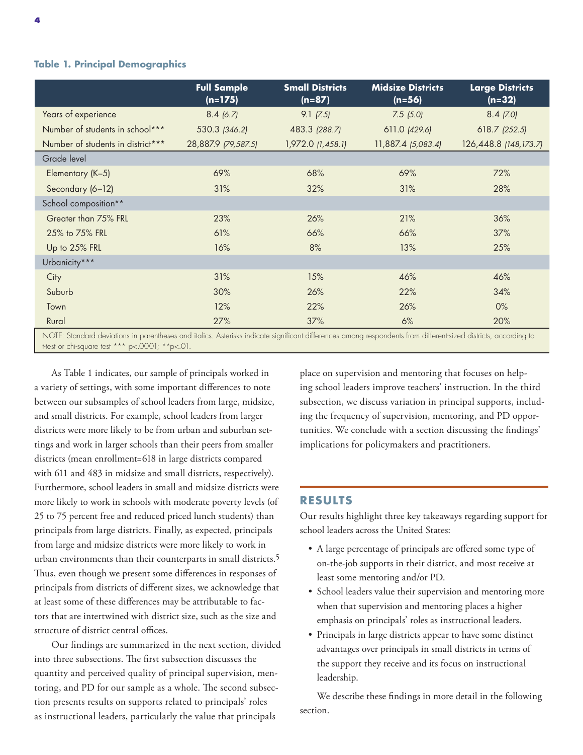**Table 1. Principal Demographics**

| | Full Sample (n=175) | Small Districts (n=87) | Midsize Districts (n=56) | Large Districts (n=32) |
|---|---|---|---|---|
| Years of experience | 8.4 *(6.7)* | 9.1 *(7.5)* | 7.5 *(5.0)* | 8.4 *(7.0)* |
| Number of students in school*** | 530.3 *(346.2)* | 483.3 *(288.7)* | 611.0 *(429.6)* | 618.7 *(252.5)* |
| Number of students in district*** | 28,887.9 *(79,587.5)* | 1,972.0 *(1,458.1)* | 11,887.4 *(5,083.4)* | 126,448.8 *(148,173.7)* |
| Grade level | | | | |
| Elementary (K–5) | 69% | 68% | 69% | 72% |
| Secondary (6–12) | 31% | 32% | 31% | 28% |
| School composition** | | | | |
| Greater than 75% FRL | 23% | 26% | 21% | 36% |
| 25% to 75% FRL | 61% | 66% | 66% | 37% |
| Up to 25% FRL | 16% | 8% | 13% | 25% |
| Urbanicity*** | | | | |
| City | 31% | 15% | 46% | 46% |
| Suburb | 30% | 26% | 22% | 34% |
| Town | 12% | 22% | 26% | 0% |
| Rural | 27% | 37% | 6% | 20% |

NOTE: Standard deviations in parentheses and italics. Asterisks indicate significant differences among respondents from different-sized districts, according to t-test or chi-square test *** p<.0001; **p<.01.

As Table 1 indicates, our sample of principals worked in a variety of settings, with some important differences to note between our subsamples of school leaders from large, midsize, and small districts. For example, school leaders from larger districts were more likely to be from urban and suburban settings and work in larger schools than their peers from smaller districts (mean enrollment=618 in large districts compared with 611 and 483 in midsize and small districts, respectively). Furthermore, school leaders in small and midsize districts were more likely to work in schools with moderate poverty levels (of 25 to 75 percent free and reduced priced lunch students) than principals from large districts. Finally, as expected, principals from large and midsize districts were more likely to work in urban environments than their counterparts in small districts.[5] Thus, even though we present some differences in responses of principals from districts of different sizes, we acknowledge that at least some of these differences may be attributable to factors that are intertwined with district size, such as the size and structure of district central offices.

Our findings are summarized in the next section, divided into three subsections. The first subsection discusses the quantity and perceived quality of principal supervision, mentoring, and PD for our sample as a whole. The second subsection presents results on supports related to principals' roles as instructional leaders, particularly the value that principals place on supervision and mentoring that focuses on helping school leaders improve teachers' instruction. In the third subsection, we discuss variation in principal supports, including the frequency of supervision, mentoring, and PD opportunities. We conclude with a section discussing the findings' implications for policymakers and practitioners.

## RESULTS

Our results highlight three key takeaways regarding support for school leaders across the United States:

- A large percentage of principals are offered some type of on-the-job supports in their district, and most receive at least some mentoring and/or PD.
- School leaders value their supervision and mentoring more when that supervision and mentoring places a higher emphasis on principals' roles as instructional leaders.
- Principals in large districts appear to have some distinct advantages over principals in small districts in terms of the support they receive and its focus on instructional leadership.

We describe these findings in more detail in the following section.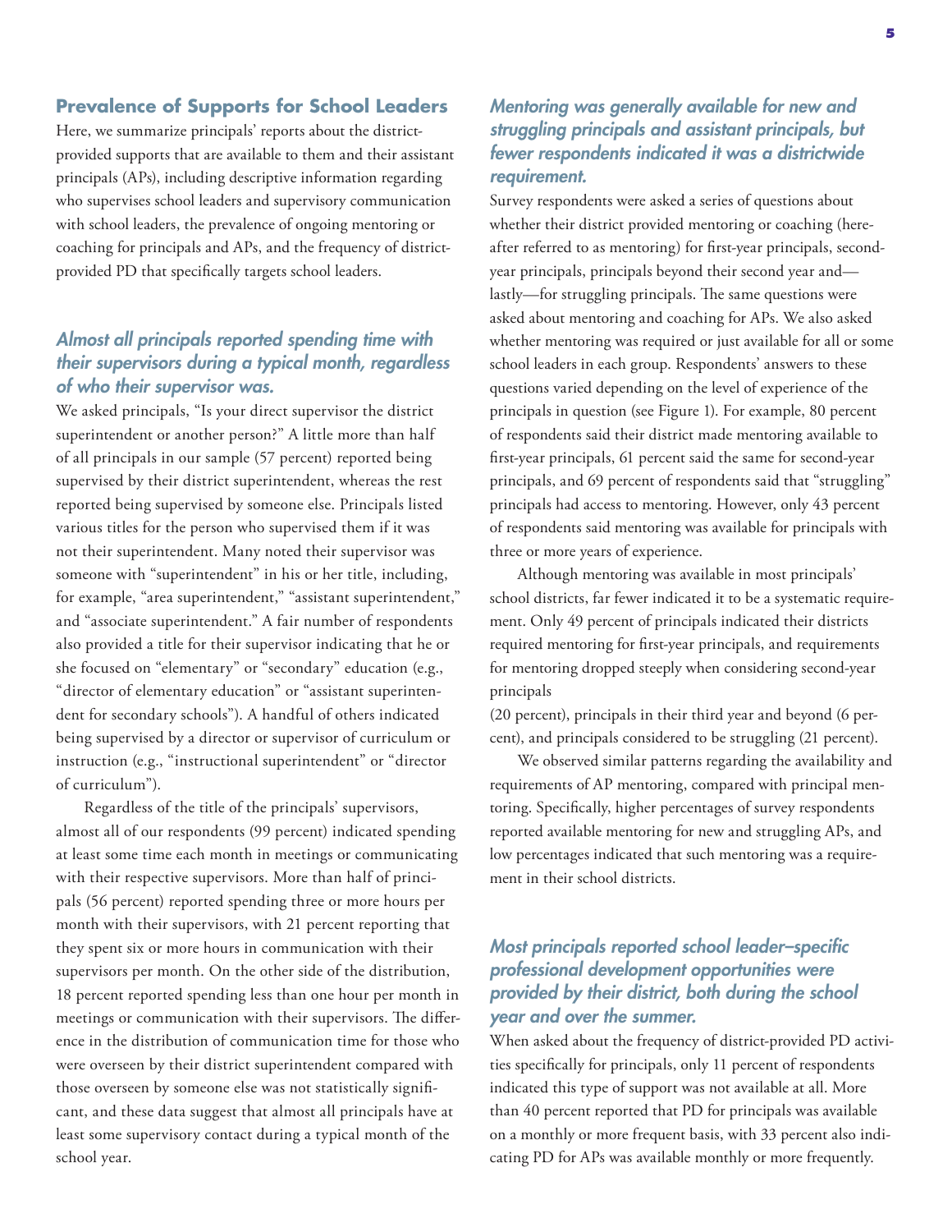## Prevalence of Supports for School Leaders

Here, we summarize principals' reports about the district-provided supports that are available to them and their assistant principals (APs), including descriptive information regarding who supervises school leaders and supervisory communication with school leaders, the prevalence of ongoing mentoring or coaching for principals and APs, and the frequency of district-provided PD that specifically targets school leaders.

### *Almost all principals reported spending time with their supervisors during a typical month, regardless of who their supervisor was.*

We asked principals, "Is your direct supervisor the district superintendent or another person?" A little more than half of all principals in our sample (57 percent) reported being supervised by their district superintendent, whereas the rest reported being supervised by someone else. Principals listed various titles for the person who supervised them if it was not their superintendent. Many noted their supervisor was someone with "superintendent" in his or her title, including, for example, "area superintendent," "assistant superintendent," and "associate superintendent." A fair number of respondents also provided a title for their supervisor indicating that he or she focused on "elementary" or "secondary" education (e.g., "director of elementary education" or "assistant superintendent for secondary schools"). A handful of others indicated being supervised by a director or supervisor of curriculum or instruction (e.g., "instructional superintendent" or "director of curriculum").

Regardless of the title of the principals' supervisors, almost all of our respondents (99 percent) indicated spending at least some time each month in meetings or communicating with their respective supervisors. More than half of principals (56 percent) reported spending three or more hours per month with their supervisors, with 21 percent reporting that they spent six or more hours in communication with their supervisors per month. On the other side of the distribution, 18 percent reported spending less than one hour per month in meetings or communication with their supervisors. The difference in the distribution of communication time for those who were overseen by their district superintendent compared with those overseen by someone else was not statistically significant, and these data suggest that almost all principals have at least some supervisory contact during a typical month of the school year.

### *Mentoring was generally available for new and struggling principals and assistant principals, but fewer respondents indicated it was a districtwide requirement.*

Survey respondents were asked a series of questions about whether their district provided mentoring or coaching (hereafter referred to as mentoring) for first-year principals, second-year principals, principals beyond their second year and—lastly—for struggling principals. The same questions were asked about mentoring and coaching for APs. We also asked whether mentoring was required or just available for all or some school leaders in each group. Respondents' answers to these questions varied depending on the level of experience of the principals in question (see Figure 1). For example, 80 percent of respondents said their district made mentoring available to first-year principals, 61 percent said the same for second-year principals, and 69 percent of respondents said that "struggling" principals had access to mentoring. However, only 43 percent of respondents said mentoring was available for principals with three or more years of experience.

Although mentoring was available in most principals' school districts, far fewer indicated it to be a systematic requirement. Only 49 percent of principals indicated their districts required mentoring for first-year principals, and requirements for mentoring dropped steeply when considering second-year principals (20 percent), principals in their third year and beyond (6 percent), and principals considered to be struggling (21 percent).

We observed similar patterns regarding the availability and requirements of AP mentoring, compared with principal mentoring. Specifically, higher percentages of survey respondents reported available mentoring for new and struggling APs, and low percentages indicated that such mentoring was a requirement in their school districts.

### *Most principals reported school leader–specific professional development opportunities were provided by their district, both during the school year and over the summer.*

When asked about the frequency of district-provided PD activities specifically for principals, only 11 percent of respondents indicated this type of support was not available at all. More than 40 percent reported that PD for principals was available on a monthly or more frequent basis, with 33 percent also indicating PD for APs was available monthly or more frequently.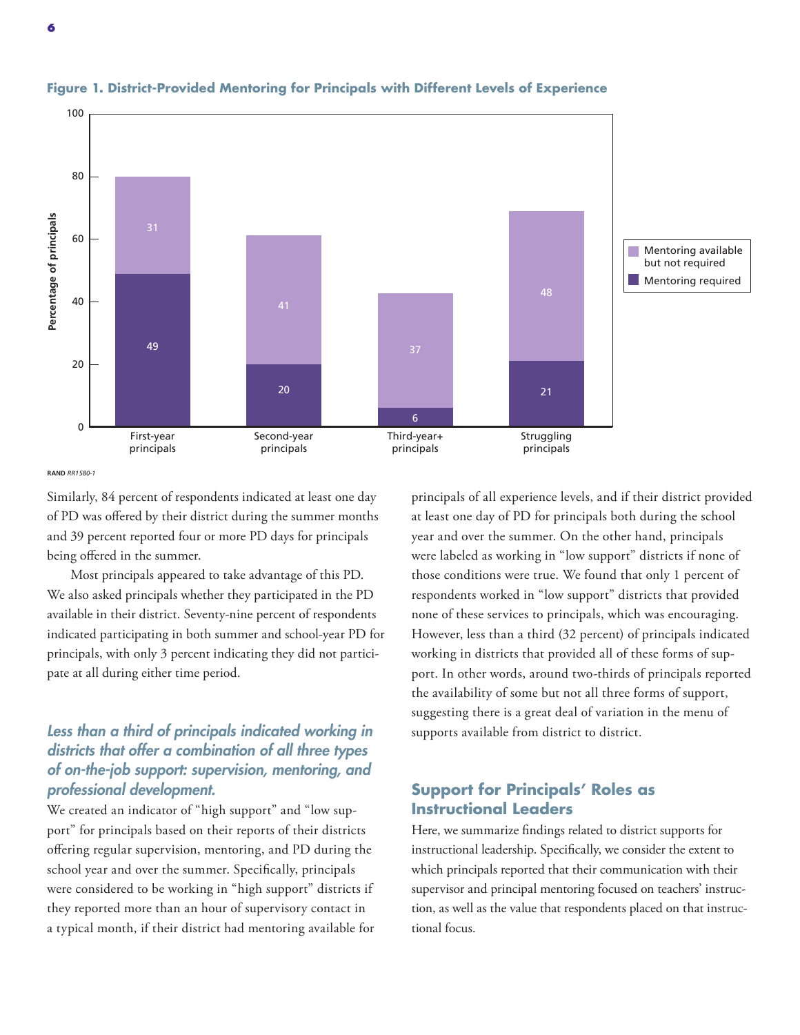**Figure 1. District-Provided Mentoring for Principals with Different Levels of Experience**

| | Mentoring required | Mentoring available but not required |
|---|---|---|
| First-year principals | 49 | 31 |
| Second-year principals | 20 | 41 |
| Third-year+ principals | 6 | 37 |
| Struggling principals | 21 | 48 |

RAND *RR1580-1*

Similarly, 84 percent of respondents indicated at least one day of PD was offered by their district during the summer months and 39 percent reported four or more PD days for principals being offered in the summer.

Most principals appeared to take advantage of this PD. We also asked principals whether they participated in the PD available in their district. Seventy-nine percent of respondents indicated participating in both summer and school-year PD for principals, with only 3 percent indicating they did not participate at all during either time period.

### *Less than a third of principals indicated working in districts that offer a combination of all three types of on-the-job support: supervision, mentoring, and professional development.*

We created an indicator of "high support" and "low support" for principals based on their reports of their districts offering regular supervision, mentoring, and PD during the school year and over the summer. Specifically, principals were considered to be working in "high support" districts if they reported more than an hour of supervisory contact in a typical month, if their district had mentoring available for principals of all experience levels, and if their district provided at least one day of PD for principals both during the school year and over the summer. On the other hand, principals were labeled as working in "low support" districts if none of those conditions were true. We found that only 1 percent of respondents worked in "low support" districts that provided none of these services to principals, which was encouraging. However, less than a third (32 percent) of principals indicated working in districts that provided all of these forms of support. In other words, around two-thirds of principals reported the availability of some but not all three forms of support, suggesting there is a great deal of variation in the menu of supports available from district to district.

## Support for Principals' Roles as Instructional Leaders

Here, we summarize findings related to district supports for instructional leadership. Specifically, we consider the extent to which principals reported that their communication with their supervisor and principal mentoring focused on teachers' instruction, as well as the value that respondents placed on that instructional focus.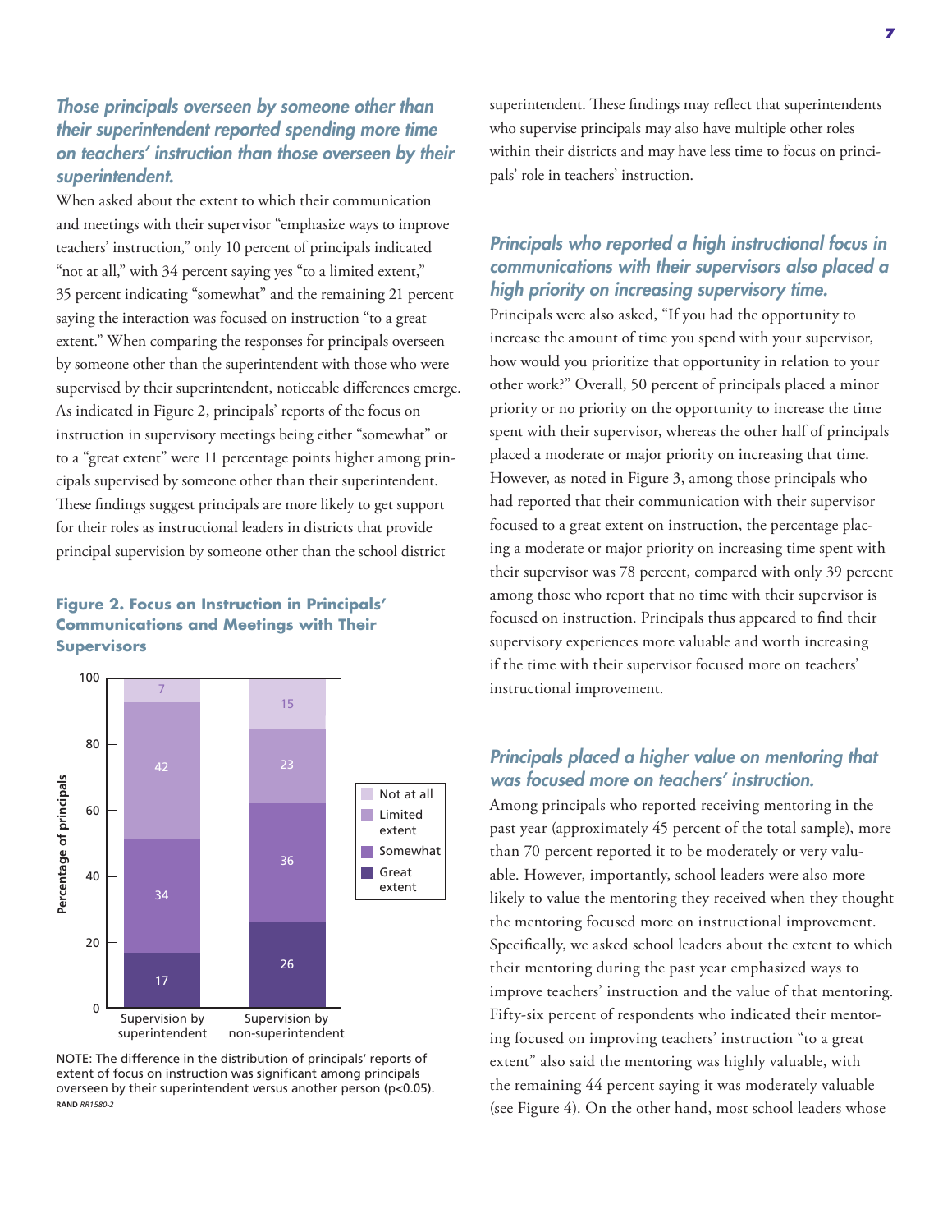### *Those principals overseen by someone other than their superintendent reported spending more time on teachers' instruction than those overseen by their superintendent.*

When asked about the extent to which their communication and meetings with their supervisor "emphasize ways to improve teachers' instruction," only 10 percent of principals indicated "not at all," with 34 percent saying yes "to a limited extent," 35 percent indicating "somewhat" and the remaining 21 percent saying the interaction was focused on instruction "to a great extent." When comparing the responses for principals overseen by someone other than the superintendent with those who were supervised by their superintendent, noticeable differences emerge. As indicated in Figure 2, principals' reports of the focus on instruction in supervisory meetings being either "somewhat" or to a "great extent" were 11 percentage points higher among principals supervised by someone other than their superintendent. These findings suggest principals are more likely to get support for their roles as instructional leaders in districts that provide principal supervision by someone other than the school district superintendent. These findings may reflect that superintendents who supervise principals may also have multiple other roles within their districts and may have less time to focus on principals' role in teachers' instruction.

**Figure 2. Focus on Instruction in Principals' Communications and Meetings with Their Supervisors**

| Percentage of principals | Supervision by superintendent | Supervision by non-superintendent |
|---|---|---|
| Not at all | 7 | 15 |
| Limited extent | 42 | 23 |
| Somewhat | 34 | 36 |
| Great extent | 17 | 26 |

NOTE: The difference in the distribution of principals' reports of extent of focus on instruction was significant among principals overseen by their superintendent versus another person ($p<0.05$).
RAND *RR1580-2*

### *Principals who reported a high instructional focus in communications with their supervisors also placed a high priority on increasing supervisory time.*

Principals were also asked, "If you had the opportunity to increase the amount of time you spend with your supervisor, how would you prioritize that opportunity in relation to your other work?" Overall, 50 percent of principals placed a minor priority or no priority on the opportunity to increase the time spent with their supervisor, whereas the other half of principals placed a moderate or major priority on increasing that time. However, as noted in Figure 3, among those principals who had reported that their communication with their supervisor focused to a great extent on instruction, the percentage placing a moderate or major priority on increasing time spent with their supervisor was 78 percent, compared with only 39 percent among those who report that no time with their supervisor is focused on instruction. Principals thus appeared to find their supervisory experiences more valuable and worth increasing if the time with their supervisor focused more on teachers' instructional improvement.

### *Principals placed a higher value on mentoring that was focused more on teachers' instruction.*

Among principals who reported receiving mentoring in the past year (approximately 45 percent of the total sample), more than 70 percent reported it to be moderately or very valuable. However, importantly, school leaders were also more likely to value the mentoring they received when they thought the mentoring focused more on instructional improvement. Specifically, we asked school leaders about the extent to which their mentoring during the past year emphasized ways to improve teachers' instruction and the value of that mentoring. Fifty-six percent of respondents who indicated their mentoring focused on improving teachers' instruction "to a great extent" also said the mentoring was highly valuable, with the remaining 44 percent saying it was moderately valuable (see Figure 4). On the other hand, most school leaders whose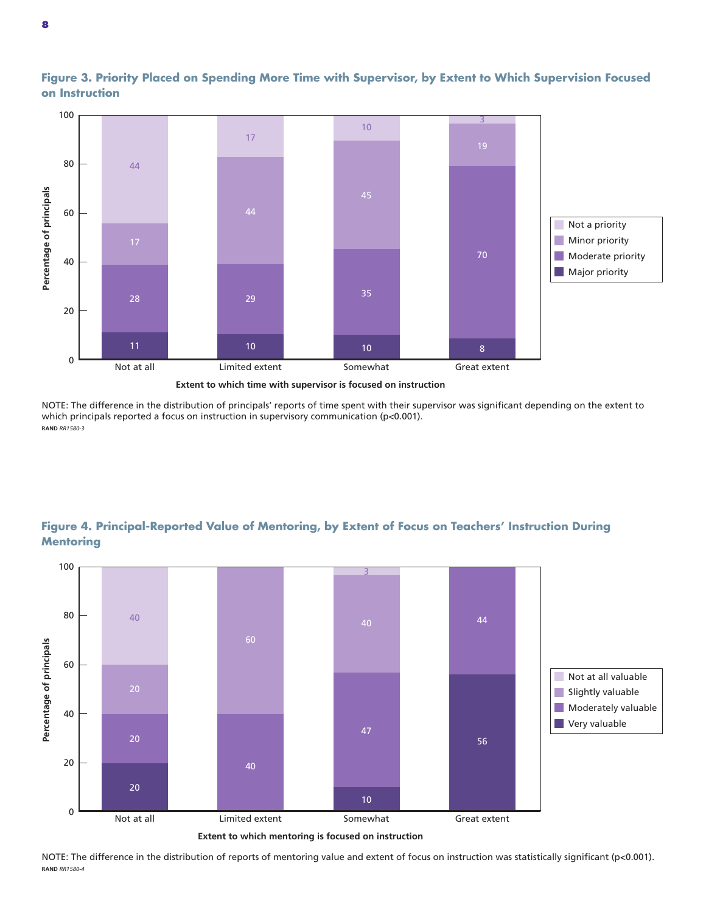**Figure 3. Priority Placed on Spending More Time with Supervisor, by Extent to Which Supervision Focused on Instruction**

| Extent to which time with supervisor is focused on instruction | Major priority | Moderate priority | Minor priority | Not a priority |
| --- | --- | --- | --- | --- |
| Not at all | 11 | 28 | 17 | 44 |
| Limited extent | 10 | 29 | 44 | 17 |
| Somewhat | 10 | 35 | 45 | 10 |
| Great extent | 8 | 70 | 19 | 3 |

NOTE: The difference in the distribution of principals' reports of time spent with their supervisor was significant depending on the extent to which principals reported a focus on instruction in supervisory communication ($p<0.001$).
RAND *RR1580-3*

**Figure 4. Principal-Reported Value of Mentoring, by Extent of Focus on Teachers' Instruction During Mentoring**

| Extent to which mentoring is focused on instruction | Very valuable | Moderately valuable | Slightly valuable | Not at all valuable |
| --- | --- | --- | --- | --- |
| Not at all | 20 | 20 | 20 | 40 |
| Limited extent | | 40 | 60 | |
| Somewhat | 10 | 47 | 40 | 3 |
| Great extent | 56 | 44 | | |

NOTE: The difference in the distribution of reports of mentoring value and extent of focus on instruction was statistically significant ($p<0.001$).
RAND *RR1580-4*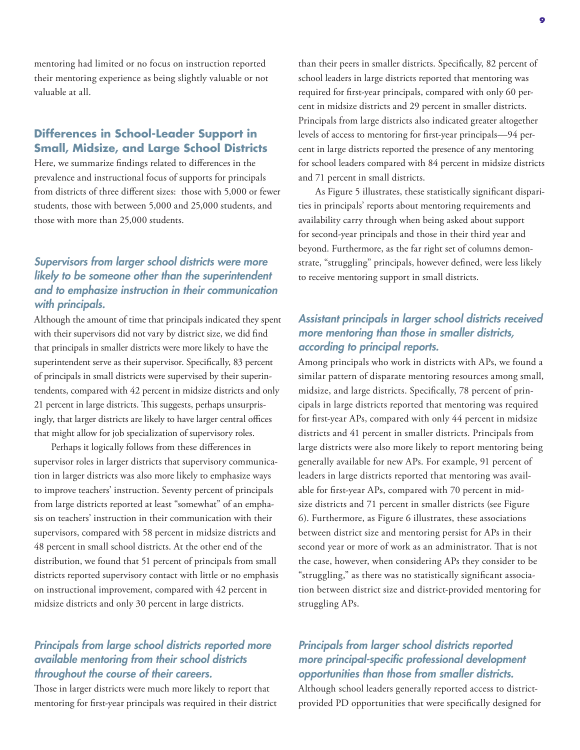mentoring had limited or no focus on instruction reported their mentoring experience as being slightly valuable or not valuable at all.

## Differences in School-Leader Support in Small, Midsize, and Large School Districts

Here, we summarize findings related to differences in the prevalence and instructional focus of supports for principals from districts of three different sizes: those with 5,000 or fewer students, those with between 5,000 and 25,000 students, and those with more than 25,000 students.

### *Supervisors from larger school districts were more likely to be someone other than the superintendent and to emphasize instruction in their communication with principals.*

Although the amount of time that principals indicated they spent with their supervisors did not vary by district size, we did find that principals in smaller districts were more likely to have the superintendent serve as their supervisor. Specifically, 83 percent of principals in small districts were supervised by their superintendents, compared with 42 percent in midsize districts and only 21 percent in large districts. This suggests, perhaps unsurprisingly, that larger districts are likely to have larger central offices that might allow for job specialization of supervisory roles.

Perhaps it logically follows from these differences in supervisor roles in larger districts that supervisory communication in larger districts was also more likely to emphasize ways to improve teachers' instruction. Seventy percent of principals from large districts reported at least "somewhat" of an emphasis on teachers' instruction in their communication with their supervisors, compared with 58 percent in midsize districts and 48 percent in small school districts. At the other end of the distribution, we found that 51 percent of principals from small districts reported supervisory contact with little or no emphasis on instructional improvement, compared with 42 percent in midsize districts and only 30 percent in large districts.

### *Principals from large school districts reported more available mentoring from their school districts throughout the course of their careers.*

Those in larger districts were much more likely to report that mentoring for first-year principals was required in their district than their peers in smaller districts. Specifically, 82 percent of school leaders in large districts reported that mentoring was required for first-year principals, compared with only 60 percent in midsize districts and 29 percent in smaller districts. Principals from large districts also indicated greater altogether levels of access to mentoring for first-year principals—94 percent in large districts reported the presence of any mentoring for school leaders compared with 84 percent in midsize districts and 71 percent in small districts.

As Figure 5 illustrates, these statistically significant disparities in principals' reports about mentoring requirements and availability carry through when being asked about support for second-year principals and those in their third year and beyond. Furthermore, as the far right set of columns demonstrate, "struggling" principals, however defined, were less likely to receive mentoring support in small districts.

### *Assistant principals in larger school districts received more mentoring than those in smaller districts, according to principal reports.*

Among principals who work in districts with APs, we found a similar pattern of disparate mentoring resources among small, midsize, and large districts. Specifically, 78 percent of principals in large districts reported that mentoring was required for first-year APs, compared with only 44 percent in midsize districts and 41 percent in smaller districts. Principals from large districts were also more likely to report mentoring being generally available for new APs. For example, 91 percent of leaders in large districts reported that mentoring was available for first-year APs, compared with 70 percent in midsize districts and 71 percent in smaller districts (see Figure 6). Furthermore, as Figure 6 illustrates, these associations between district size and mentoring persist for APs in their second year or more of work as an administrator. That is not the case, however, when considering APs they consider to be "struggling," as there was no statistically significant association between district size and district-provided mentoring for struggling APs.

### *Principals from larger school districts reported more principal-specific professional development opportunities than those from smaller districts.*

Although school leaders generally reported access to district-provided PD opportunities that were specifically designed for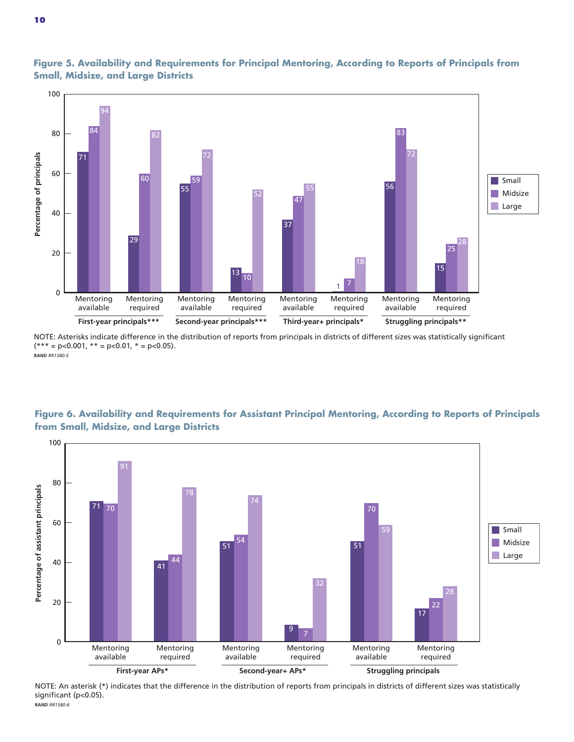**Figure 5. Availability and Requirements for Principal Mentoring, According to Reports of Principals from Small, Midsize, and Large Districts**

| | | Small | Midsize | Large |
|---|---|---|---|---|
| First-year principals*** | Mentoring available | 71 | 84 | 94 |
| | Mentoring required | 29 | 60 | 82 |
| Second-year principals*** | Mentoring available | 55 | 59 | 72 |
| | Mentoring required | 13 | 10 | 52 |
| Third-year+ principals* | Mentoring available | 37 | 47 | 55 |
| | Mentoring required | 1 | 7 | 18 |
| Struggling principals** | Mentoring available | 56 | 83 | 72 |
| | Mentoring required | 15 | 25 | 28 |

Percentage of principals

NOTE: Asterisks indicate difference in the distribution of reports from principals in districts of different sizes was statistically significant (*** = $p<0.001$, ** = $p<0.01$, * = $p<0.05$).

RAND *RR1580-5*

**Figure 6. Availability and Requirements for Assistant Principal Mentoring, According to Reports of Principals from Small, Midsize, and Large Districts**

| | | Small | Midsize | Large |
|---|---|---|---|---|
| First-year APs* | Mentoring available | 71 | 70 | 91 |
| | Mentoring required | 41 | 44 | 78 |
| Second-year+ APs* | Mentoring available | 51 | 54 | 74 |
| | Mentoring required | 9 | 7 | 32 |
| Struggling principals | Mentoring available | 51 | 70 | 59 |
| | Mentoring required | 17 | 22 | 28 |

Percentage of assistant principals

NOTE: An asterisk (*) indicates that the difference in the distribution of reports from principals in districts of different sizes was statistically significant ($p<0.05$).

RAND *RR1580-6*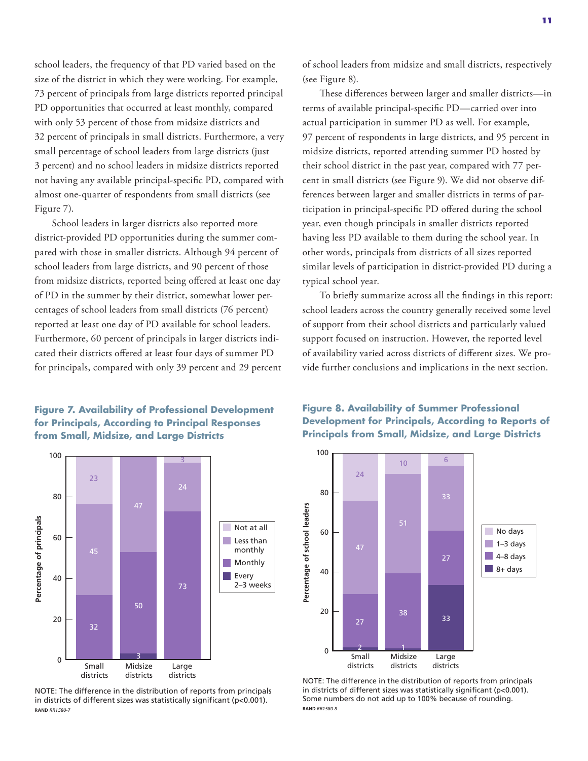school leaders, the frequency of that PD varied based on the size of the district in which they were working. For example, 73 percent of principals from large districts reported principal PD opportunities that occurred at least monthly, compared with only 53 percent of those from midsize districts and 32 percent of principals in small districts. Furthermore, a very small percentage of school leaders from large districts (just 3 percent) and no school leaders in midsize districts reported not having any available principal-specific PD, compared with almost one-quarter of respondents from small districts (see Figure 7).

School leaders in larger districts also reported more district-provided PD opportunities during the summer compared with those in smaller districts. Although 94 percent of school leaders from large districts, and 90 percent of those from midsize districts, reported being offered at least one day of PD in the summer by their district, somewhat lower percentages of school leaders from small districts (76 percent) reported at least one day of PD available for school leaders. Furthermore, 60 percent of principals in larger districts indicated their districts offered at least four days of summer PD for principals, compared with only 39 percent and 29 percent of school leaders from midsize and small districts, respectively (see Figure 8).

These differences between larger and smaller districts—in terms of available principal-specific PD—carried over into actual participation in summer PD as well. For example, 97 percent of respondents in large districts, and 95 percent in midsize districts, reported attending summer PD hosted by their school district in the past year, compared with 77 percent in small districts (see Figure 9). We did not observe differences between larger and smaller districts in terms of participation in principal-specific PD offered during the school year, even though principals in smaller districts reported having less PD available to them during the school year. In other words, principals from districts of all sizes reported similar levels of participation in district-provided PD during a typical school year.

To briefly summarize across all the findings in this report: school leaders across the country generally received some level of support from their school districts and particularly valued support focused on instruction. However, the reported level of availability varied across districts of different sizes. We provide further conclusions and implications in the next section.

**Figure 7. Availability of Professional Development for Principals, According to Principal Responses from Small, Midsize, and Large Districts**

| Percentage of principals | Small districts | Midsize districts | Large districts |
|---|---|---|---|
| Not at all | 23 | | 3 |
| Less than monthly | 45 | 47 | 24 |
| Monthly | 32 | 50 | 73 |
| Every 2–3 weeks | | 3 | |

NOTE: The difference in the distribution of reports from principals in districts of different sizes was statistically significant ($p<0.001$).

RAND *RR1580-7*

**Figure 8. Availability of Summer Professional Development for Principals, According to Reports of Principals from Small, Midsize, and Large Districts**

| Percentage of school leaders | Small districts | Midsize districts | Large districts |
|---|---|---|---|
| No days | 24 | 10 | 6 |
| 1–3 days | 47 | 51 | 33 |
| 4–8 days | 27 | 38 | 27 |
| 8+ days | 2 | 1 | 33 |

NOTE: The difference in the distribution of reports from principals in districts of different sizes was statistically significant ($p<0.001$). Some numbers do not add up to 100% because of rounding.

RAND *RR1580-8*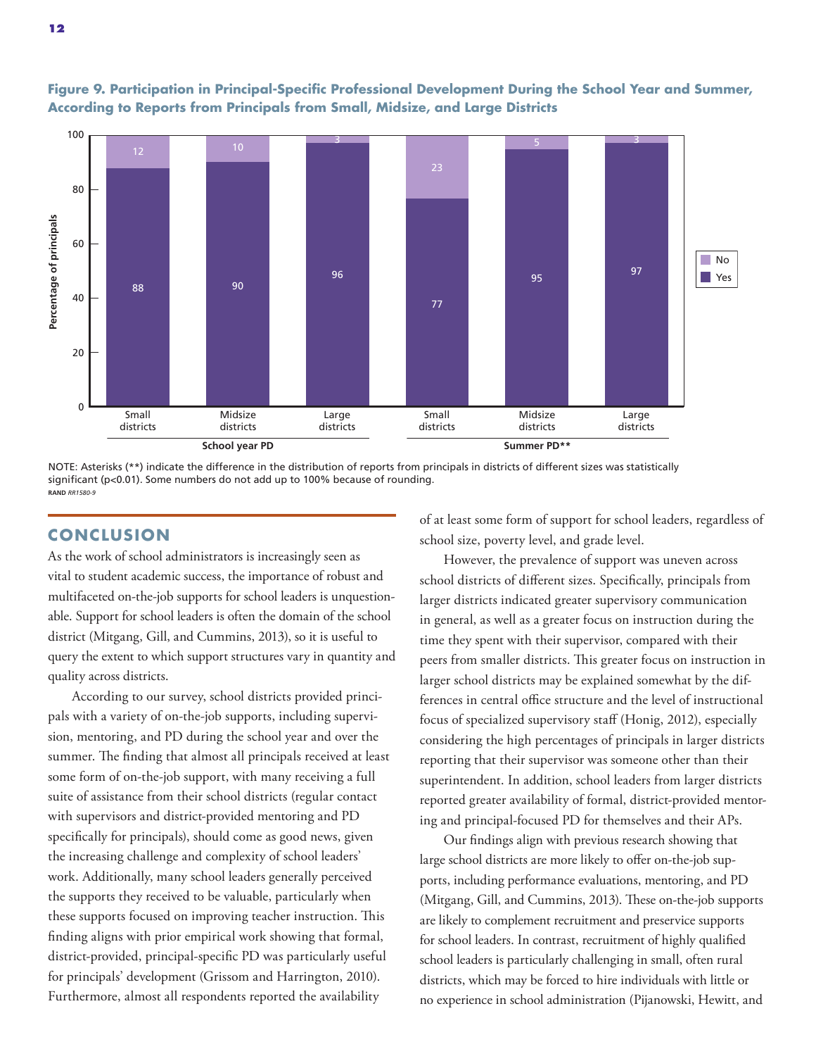**Figure 9. Participation in Principal-Specific Professional Development During the School Year and Summer, According to Reports from Principals from Small, Midsize, and Large Districts**

| | School year PD | | | Summer PD** | | |
|---|---|---|---|---|---|---|
| | Small districts | Midsize districts | Large districts | Small districts | Midsize districts | Large districts |
| No | 12 | 10 | 3 | 23 | 5 | 3 |
| Yes | 88 | 90 | 96 | 77 | 95 | 97 |

NOTE: Asterisks (**) indicate the difference in the distribution of reports from principals in districts of different sizes was statistically significant ($p<0.01$). Some numbers do not add up to 100% because of rounding.
RAND *RR1580-9*

## CONCLUSION

As the work of school administrators is increasingly seen as vital to student academic success, the importance of robust and multifaceted on-the-job supports for school leaders is unquestionable. Support for school leaders is often the domain of the school district (Mitgang, Gill, and Cummins, 2013), so it is useful to query the extent to which support structures vary in quantity and quality across districts.

According to our survey, school districts provided principals with a variety of on-the-job supports, including supervision, mentoring, and PD during the school year and over the summer. The finding that almost all principals received at least some form of on-the-job support, with many receiving a full suite of assistance from their school districts (regular contact with supervisors and district-provided mentoring and PD specifically for principals), should come as good news, given the increasing challenge and complexity of school leaders' work. Additionally, many school leaders generally perceived the supports they received to be valuable, particularly when these supports focused on improving teacher instruction. This finding aligns with prior empirical work showing that formal, district-provided, principal-specific PD was particularly useful for principals' development (Grissom and Harrington, 2010). Furthermore, almost all respondents reported the availability of at least some form of support for school leaders, regardless of school size, poverty level, and grade level.

However, the prevalence of support was uneven across school districts of different sizes. Specifically, principals from larger districts indicated greater supervisory communication in general, as well as a greater focus on instruction during the time they spent with their supervisor, compared with their peers from smaller districts. This greater focus on instruction in larger school districts may be explained somewhat by the differences in central office structure and the level of instructional focus of specialized supervisory staff (Honig, 2012), especially considering the high percentages of principals in larger districts reporting that their supervisor was someone other than their superintendent. In addition, school leaders from larger districts reported greater availability of formal, district-provided mentoring and principal-focused PD for themselves and their APs.

Our findings align with previous research showing that large school districts are more likely to offer on-the-job supports, including performance evaluations, mentoring, and PD (Mitgang, Gill, and Cummins, 2013). These on-the-job supports are likely to complement recruitment and preservice supports for school leaders. In contrast, recruitment of highly qualified school leaders is particularly challenging in small, often rural districts, which may be forced to hire individuals with little or no experience in school administration (Pijanowski, Hewitt, and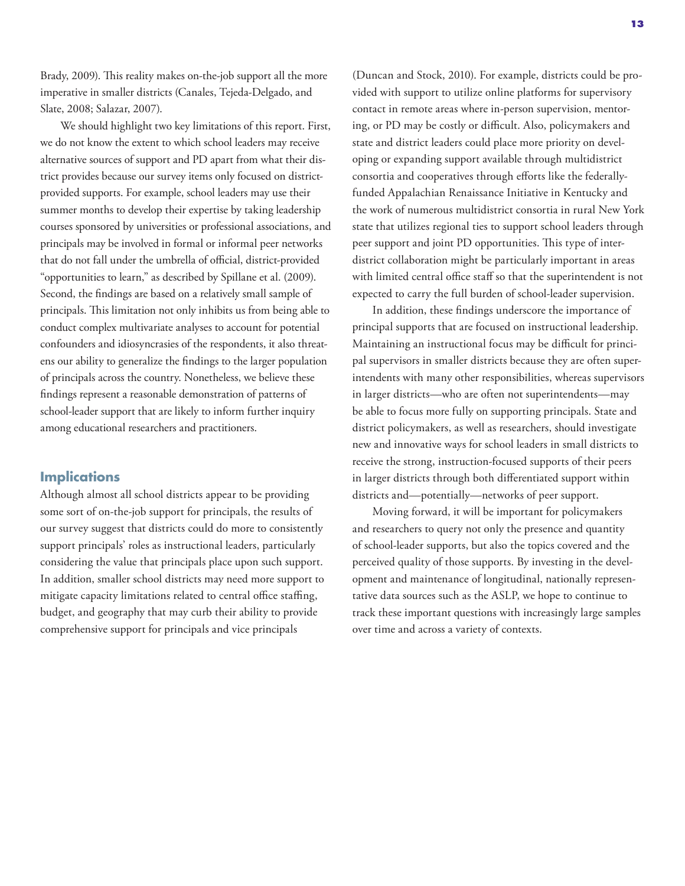Brady, 2009). This reality makes on-the-job support all the more imperative in smaller districts (Canales, Tejeda-Delgado, and Slate, 2008; Salazar, 2007).

We should highlight two key limitations of this report. First, we do not know the extent to which school leaders may receive alternative sources of support and PD apart from what their district provides because our survey items only focused on district-provided supports. For example, school leaders may use their summer months to develop their expertise by taking leadership courses sponsored by universities or professional associations, and principals may be involved in formal or informal peer networks that do not fall under the umbrella of official, district-provided "opportunities to learn," as described by Spillane et al. (2009). Second, the findings are based on a relatively small sample of principals. This limitation not only inhibits us from being able to conduct complex multivariate analyses to account for potential confounders and idiosyncrasies of the respondents, it also threatens our ability to generalize the findings to the larger population of principals across the country. Nonetheless, we believe these findings represent a reasonable demonstration of patterns of school-leader support that are likely to inform further inquiry among educational researchers and practitioners.

## Implications

Although almost all school districts appear to be providing some sort of on-the-job support for principals, the results of our survey suggest that districts could do more to consistently support principals' roles as instructional leaders, particularly considering the value that principals place upon such support. In addition, smaller school districts may need more support to mitigate capacity limitations related to central office staffing, budget, and geography that may curb their ability to provide comprehensive support for principals and vice principals (Duncan and Stock, 2010). For example, districts could be provided with support to utilize online platforms for supervisory contact in remote areas where in-person supervision, mentoring, or PD may be costly or difficult. Also, policymakers and state and district leaders could place more priority on developing or expanding support available through multidistrict consortia and cooperatives through efforts like the federally-funded Appalachian Renaissance Initiative in Kentucky and the work of numerous multidistrict consortia in rural New York state that utilizes regional ties to support school leaders through peer support and joint PD opportunities. This type of inter-district collaboration might be particularly important in areas with limited central office staff so that the superintendent is not expected to carry the full burden of school-leader supervision.

In addition, these findings underscore the importance of principal supports that are focused on instructional leadership. Maintaining an instructional focus may be difficult for principal supervisors in smaller districts because they are often superintendents with many other responsibilities, whereas supervisors in larger districts—who are often not superintendents—may be able to focus more fully on supporting principals. State and district policymakers, as well as researchers, should investigate new and innovative ways for school leaders in small districts to receive the strong, instruction-focused supports of their peers in larger districts through both differentiated support within districts and—potentially—networks of peer support.

Moving forward, it will be important for policymakers and researchers to query not only the presence and quantity of school-leader supports, but also the topics covered and the perceived quality of those supports. By investing in the development and maintenance of longitudinal, nationally representative data sources such as the ASLP, we hope to continue to track these important questions with increasingly large samples over time and across a variety of contexts.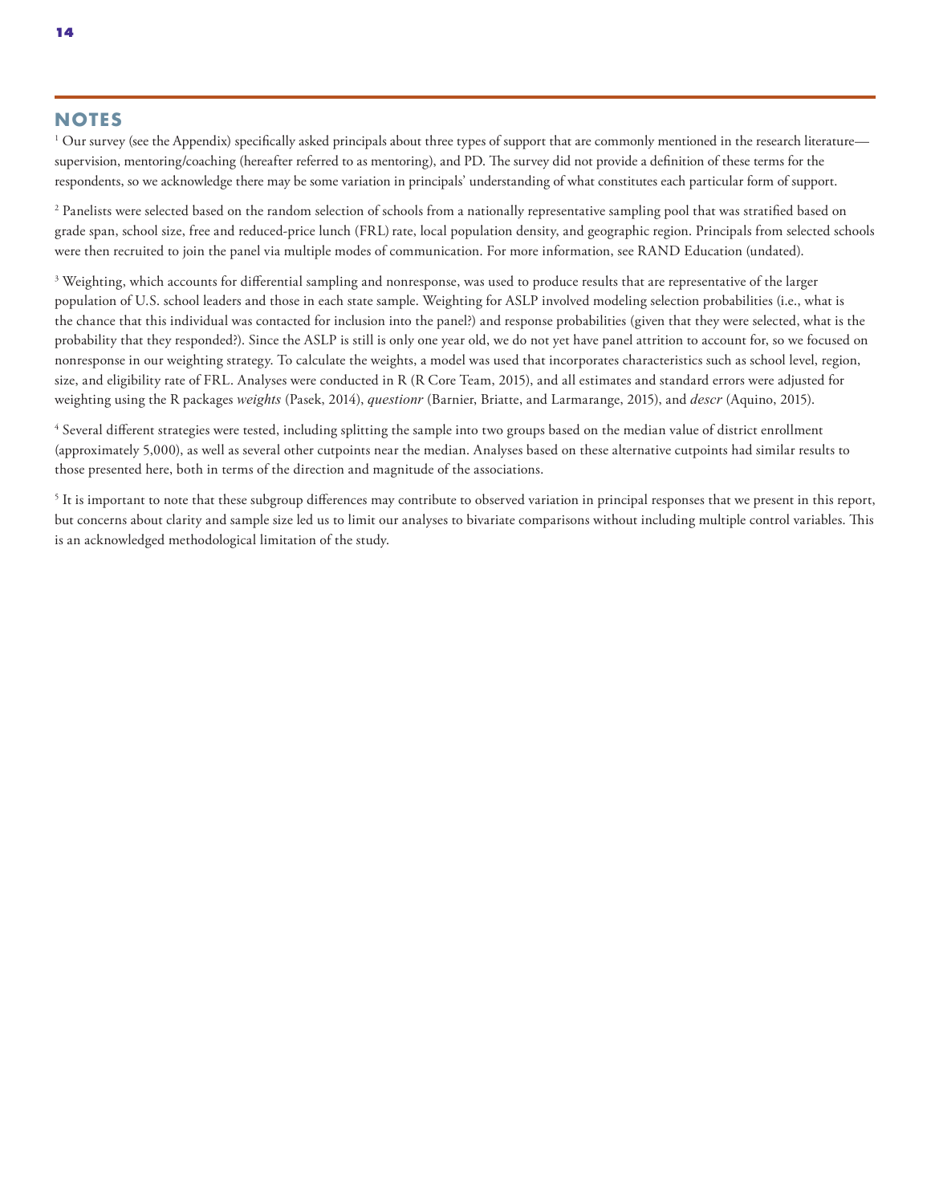## NOTES

[1] Our survey (see the Appendix) specifically asked principals about three types of support that are commonly mentioned in the research literature—supervision, mentoring/coaching (hereafter referred to as mentoring), and PD. The survey did not provide a definition of these terms for the respondents, so we acknowledge there may be some variation in principals' understanding of what constitutes each particular form of support.

[2] Panelists were selected based on the random selection of schools from a nationally representative sampling pool that was stratified based on grade span, school size, free and reduced-price lunch (FRL) rate, local population density, and geographic region. Principals from selected schools were then recruited to join the panel via multiple modes of communication. For more information, see RAND Education (undated).

[3] Weighting, which accounts for differential sampling and nonresponse, was used to produce results that are representative of the larger population of U.S. school leaders and those in each state sample. Weighting for ASLP involved modeling selection probabilities (i.e., what is the chance that this individual was contacted for inclusion into the panel?) and response probabilities (given that they were selected, what is the probability that they responded?). Since the ASLP is still is only one year old, we do not yet have panel attrition to account for, so we focused on nonresponse in our weighting strategy. To calculate the weights, a model was used that incorporates characteristics such as school level, region, size, and eligibility rate of FRL. Analyses were conducted in R (R Core Team, 2015), and all estimates and standard errors were adjusted for weighting using the R packages *weights* (Pasek, 2014), *questionr* (Barnier, Briatte, and Larmarange, 2015), and *descr* (Aquino, 2015).

[4] Several different strategies were tested, including splitting the sample into two groups based on the median value of district enrollment (approximately 5,000), as well as several other cutpoints near the median. Analyses based on these alternative cutpoints had similar results to those presented here, both in terms of the direction and magnitude of the associations.

[5] It is important to note that these subgroup differences may contribute to observed variation in principal responses that we present in this report, but concerns about clarity and sample size led us to limit our analyses to bivariate comparisons without including multiple control variables. This is an acknowledged methodological limitation of the study.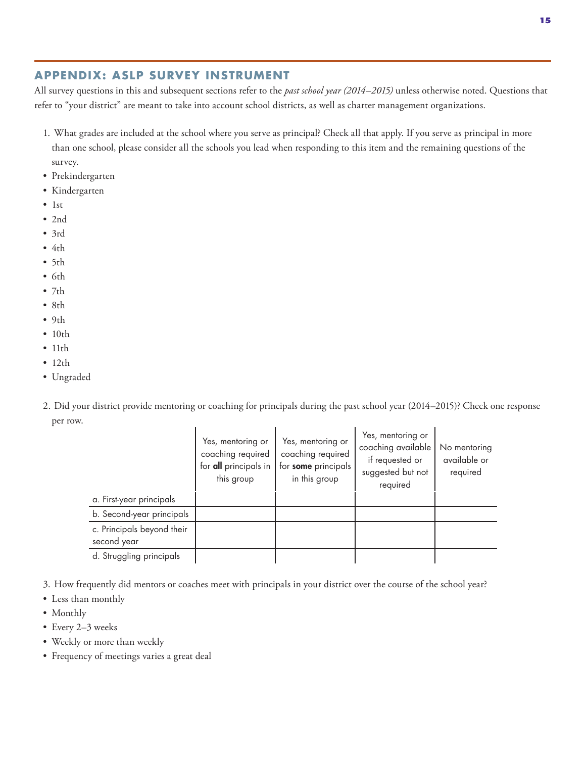## APPENDIX: ASLP SURVEY INSTRUMENT

All survey questions in this and subsequent sections refer to the *past school year (2014–2015)* unless otherwise noted. Questions that refer to "your district" are meant to take into account school districts, as well as charter management organizations.

1. What grades are included at the school where you serve as principal? Check all that apply. If you serve as principal in more than one school, please consider all the schools you lead when responding to this item and the remaining questions of the survey.

- Prekindergarten
- Kindergarten
- 1st
- 2nd
- 3rd
- 4th
- 5th
- 6th
- 7th
- 8th
- 9th
- 10th
- 11th
- 12th
- Ungraded

2. Did your district provide mentoring or coaching for principals during the past school year (2014–2015)? Check one response per row.

| | Yes, mentoring or coaching required for **all** principals in this group | Yes, mentoring or coaching required for **some** principals in this group | Yes, mentoring or coaching available if requested or suggested but not required | No mentoring available or required |
|---|---|---|---|---|
| a. First-year principals | | | | |
| b. Second-year principals | | | | |
| c. Principals beyond their second year | | | | |
| d. Struggling principals | | | | |

3. How frequently did mentors or coaches meet with principals in your district over the course of the school year?

- Less than monthly
- Monthly
- Every 2–3 weeks
- Weekly or more than weekly
- Frequency of meetings varies a great deal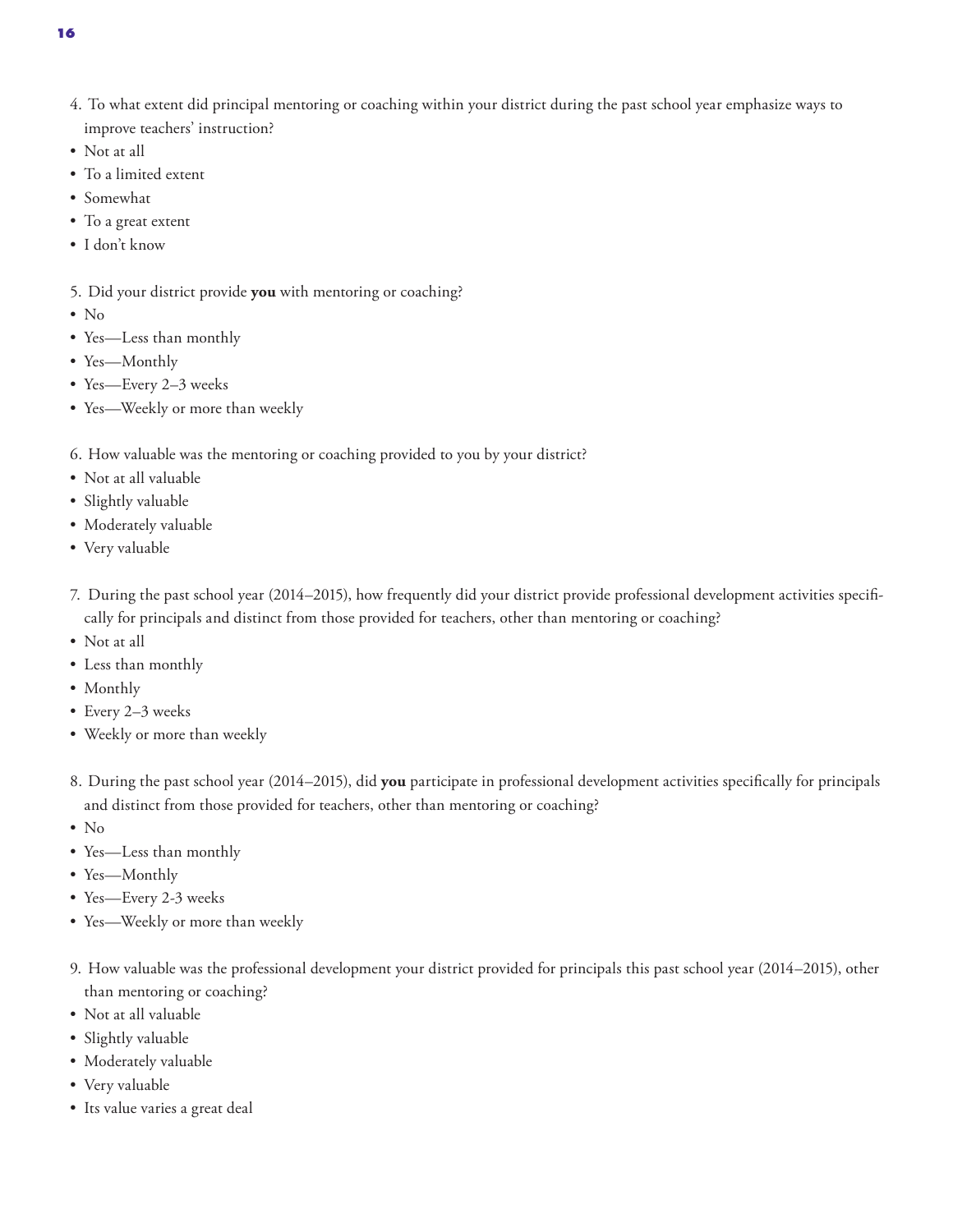4. To what extent did principal mentoring or coaching within your district during the past school year emphasize ways to improve teachers' instruction?

- Not at all
- To a limited extent
- Somewhat
- To a great extent
- I don't know

5. Did your district provide **you** with mentoring or coaching?

- No
- Yes—Less than monthly
- Yes—Monthly
- Yes—Every 2–3 weeks
- Yes—Weekly or more than weekly

6. How valuable was the mentoring or coaching provided to you by your district?

- Not at all valuable
- Slightly valuable
- Moderately valuable
- Very valuable

7. During the past school year (2014–2015), how frequently did your district provide professional development activities specifically for principals and distinct from those provided for teachers, other than mentoring or coaching?

- Not at all
- Less than monthly
- Monthly
- Every 2–3 weeks
- Weekly or more than weekly

8. During the past school year (2014–2015), did **you** participate in professional development activities specifically for principals and distinct from those provided for teachers, other than mentoring or coaching?

- No
- Yes—Less than monthly
- Yes—Monthly
- Yes—Every 2-3 weeks
- Yes—Weekly or more than weekly

9. How valuable was the professional development your district provided for principals this past school year (2014–2015), other than mentoring or coaching?

- Not at all valuable
- Slightly valuable
- Moderately valuable
- Very valuable
- Its value varies a great deal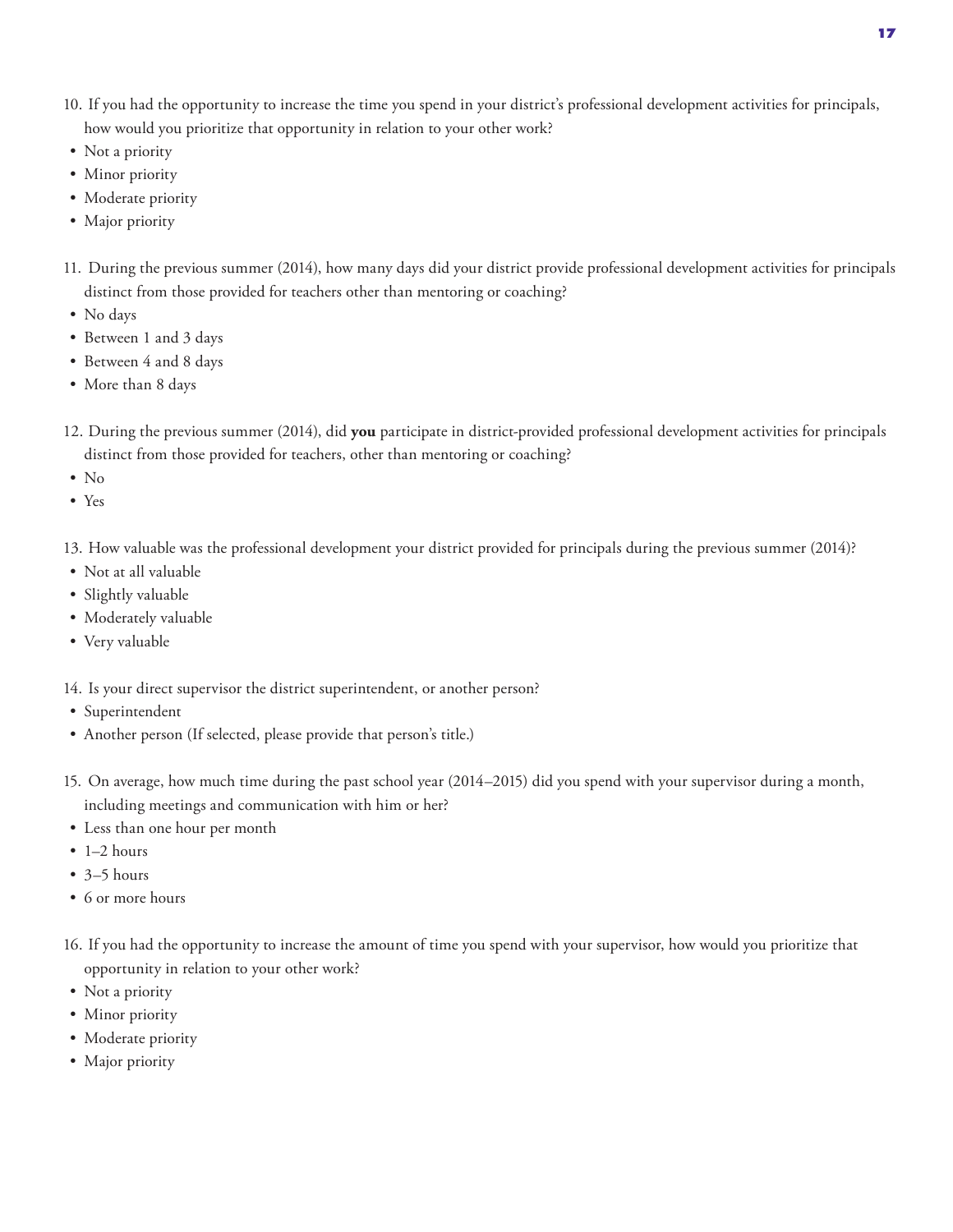10. If you had the opportunity to increase the time you spend in your district's professional development activities for principals, how would you prioritize that opportunity in relation to your other work?
    - Not a priority
    - Minor priority
    - Moderate priority
    - Major priority

11. During the previous summer (2014), how many days did your district provide professional development activities for principals distinct from those provided for teachers other than mentoring or coaching?
    - No days
    - Between 1 and 3 days
    - Between 4 and 8 days
    - More than 8 days

12. During the previous summer (2014), did **you** participate in district-provided professional development activities for principals distinct from those provided for teachers, other than mentoring or coaching?
    - No
    - Yes

13. How valuable was the professional development your district provided for principals during the previous summer (2014)?
    - Not at all valuable
    - Slightly valuable
    - Moderately valuable
    - Very valuable

14. Is your direct supervisor the district superintendent, or another person?
    - Superintendent
    - Another person (If selected, please provide that person's title.)

15. On average, how much time during the past school year (2014–2015) did you spend with your supervisor during a month, including meetings and communication with him or her?
    - Less than one hour per month
    - 1–2 hours
    - 3–5 hours
    - 6 or more hours

16. If you had the opportunity to increase the amount of time you spend with your supervisor, how would you prioritize that opportunity in relation to your other work?
    - Not a priority
    - Minor priority
    - Moderate priority
    - Major priority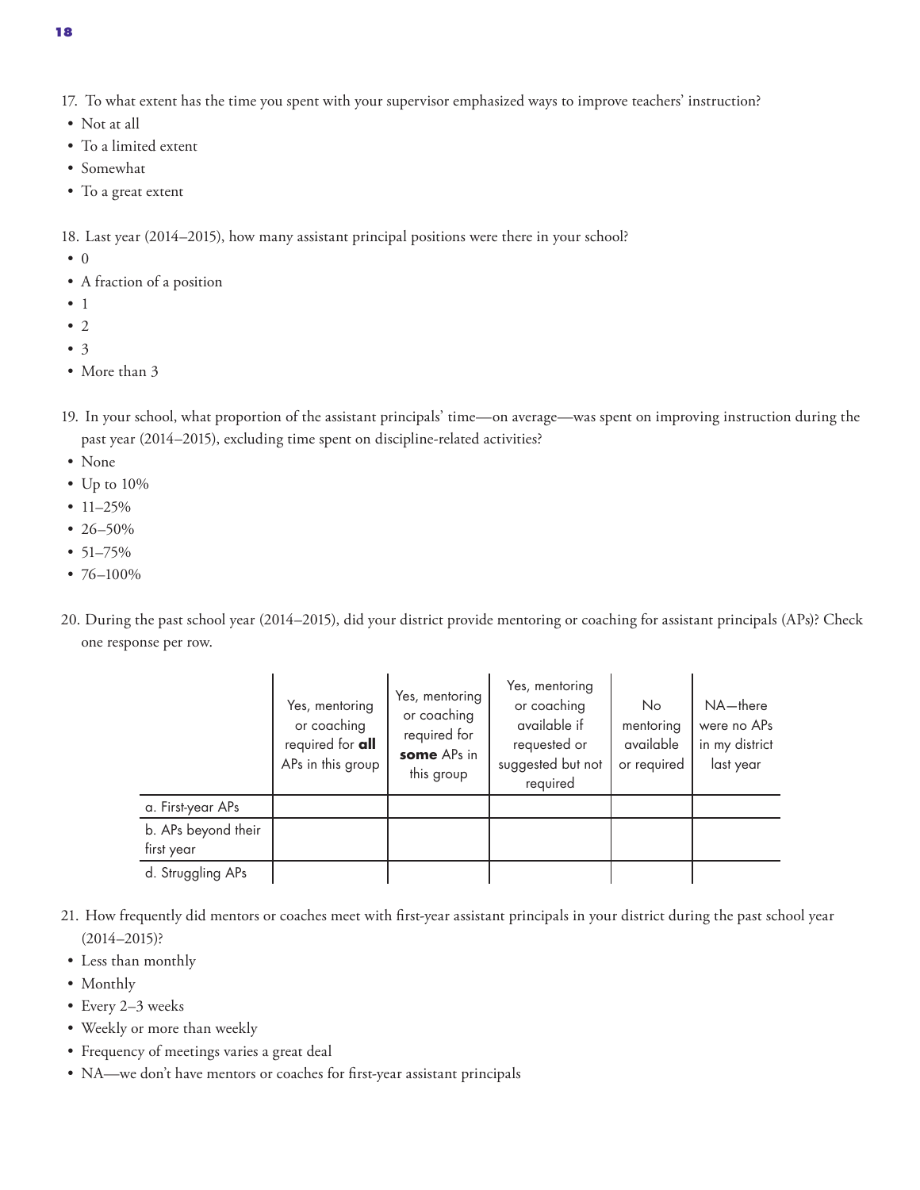17. To what extent has the time you spent with your supervisor emphasized ways to improve teachers' instruction?

- Not at all
- To a limited extent
- Somewhat
- To a great extent

18. Last year (2014–2015), how many assistant principal positions were there in your school?

- 0
- A fraction of a position
- 1
- 2
- 3
- More than 3

19. In your school, what proportion of the assistant principals' time—on average—was spent on improving instruction during the past year (2014–2015), excluding time spent on discipline-related activities?

- None
- Up to 10%
- 11–25%
- 26–50%
- 51–75%
- 76–100%

20. During the past school year (2014–2015), did your district provide mentoring or coaching for assistant principals (APs)? Check one response per row.

| | Yes, mentoring or coaching required for **all** APs in this group | Yes, mentoring or coaching required for **some** APs in this group | Yes, mentoring or coaching available if requested or suggested but not required | No mentoring available or required | NA—there were no APs in my district last year |
|---|---|---|---|---|---|
| a. First-year APs | | | | | |
| b. APs beyond their first year | | | | | |
| d. Struggling APs | | | | | |

21. How frequently did mentors or coaches meet with first-year assistant principals in your district during the past school year (2014–2015)?

- Less than monthly
- Monthly
- Every 2–3 weeks
- Weekly or more than weekly
- Frequency of meetings varies a great deal
- NA—we don't have mentors or coaches for first-year assistant principals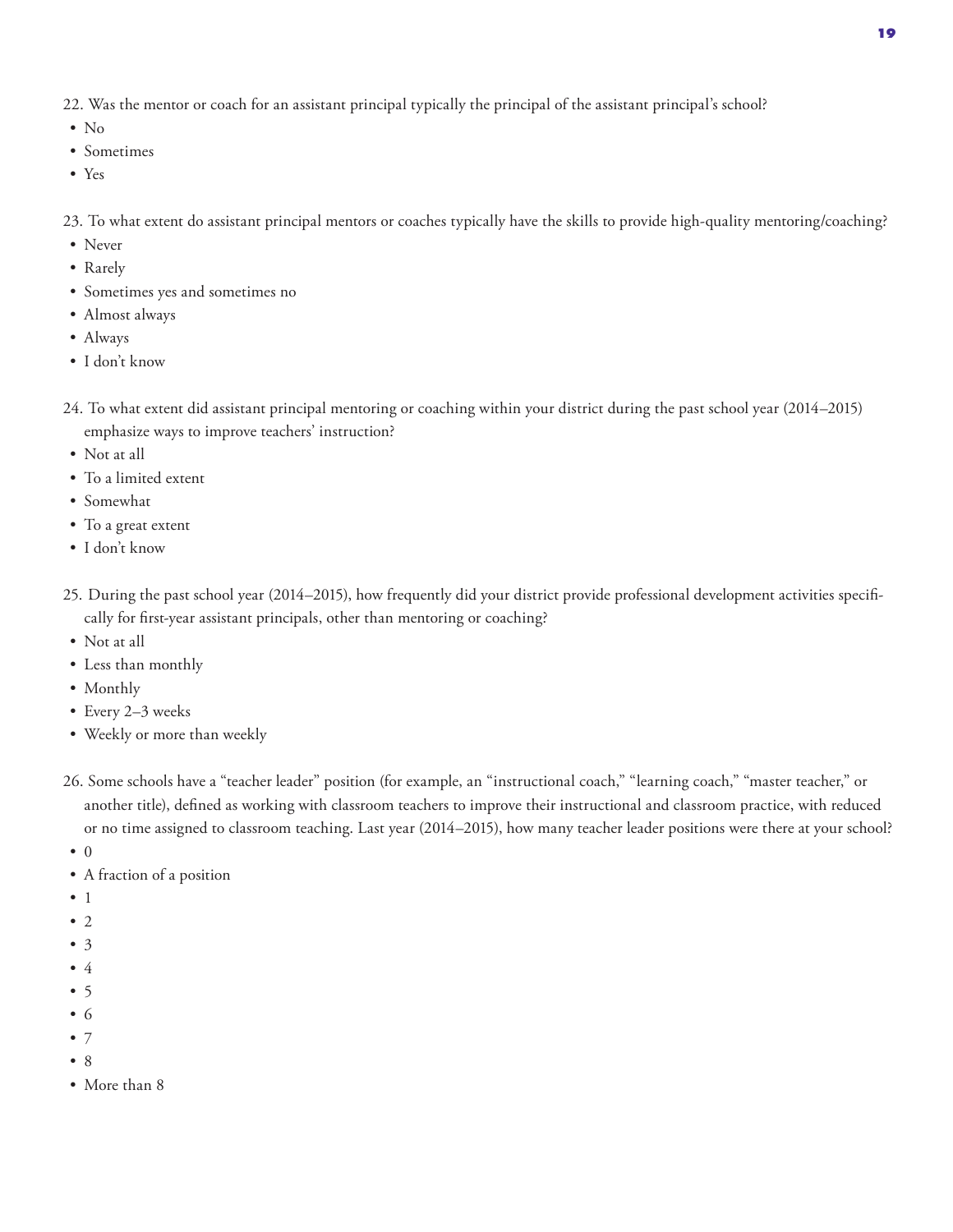22. Was the mentor or coach for an assistant principal typically the principal of the assistant principal's school?
  - No
  - Sometimes
  - Yes

23. To what extent do assistant principal mentors or coaches typically have the skills to provide high-quality mentoring/coaching?
  - Never
  - Rarely
  - Sometimes yes and sometimes no
  - Almost always
  - Always
  - I don't know

24. To what extent did assistant principal mentoring or coaching within your district during the past school year (2014–2015) emphasize ways to improve teachers' instruction?
  - Not at all
  - To a limited extent
  - Somewhat
  - To a great extent
  - I don't know

25. During the past school year (2014–2015), how frequently did your district provide professional development activities specifically for first-year assistant principals, other than mentoring or coaching?
  - Not at all
  - Less than monthly
  - Monthly
  - Every 2–3 weeks
  - Weekly or more than weekly

26. Some schools have a "teacher leader" position (for example, an "instructional coach," "learning coach," "master teacher," or another title), defined as working with classroom teachers to improve their instructional and classroom practice, with reduced or no time assigned to classroom teaching. Last year (2014–2015), how many teacher leader positions were there at your school?
  - 0
  - A fraction of a position
  - 1
  - 2
  - 3
  - 4
  - 5
  - 6
  - 7
  - 8
  - More than 8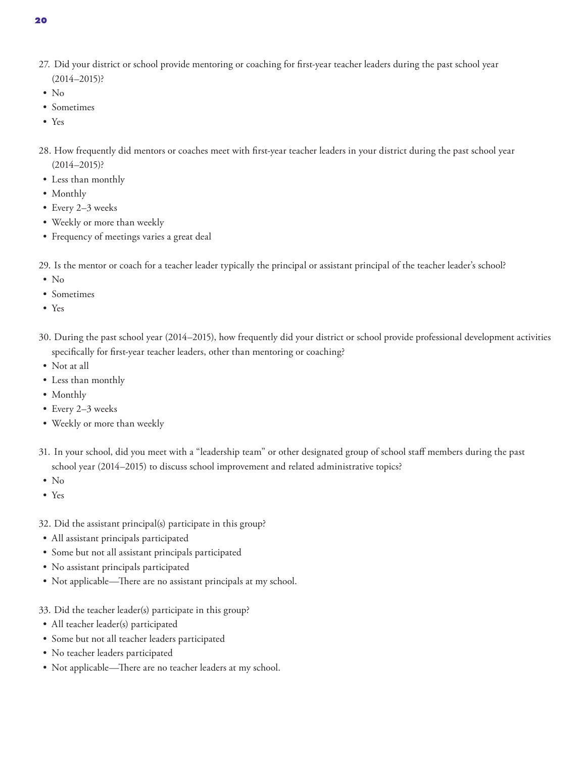27. Did your district or school provide mentoring or coaching for first-year teacher leaders during the past school year (2014–2015)?

- No
- Sometimes
- Yes

28. How frequently did mentors or coaches meet with first-year teacher leaders in your district during the past school year (2014–2015)?

- Less than monthly
- Monthly
- Every 2–3 weeks
- Weekly or more than weekly
- Frequency of meetings varies a great deal

29. Is the mentor or coach for a teacher leader typically the principal or assistant principal of the teacher leader's school?

- No
- Sometimes
- Yes

30. During the past school year (2014–2015), how frequently did your district or school provide professional development activities specifically for first-year teacher leaders, other than mentoring or coaching?

- Not at all
- Less than monthly
- Monthly
- Every 2–3 weeks
- Weekly or more than weekly

31. In your school, did you meet with a "leadership team" or other designated group of school staff members during the past school year (2014–2015) to discuss school improvement and related administrative topics?

- No
- Yes

32. Did the assistant principal(s) participate in this group?

- All assistant principals participated
- Some but not all assistant principals participated
- No assistant principals participated
- Not applicable—There are no assistant principals at my school.

33. Did the teacher leader(s) participate in this group?

- All teacher leader(s) participated
- Some but not all teacher leaders participated
- No teacher leaders participated
- Not applicable—There are no teacher leaders at my school.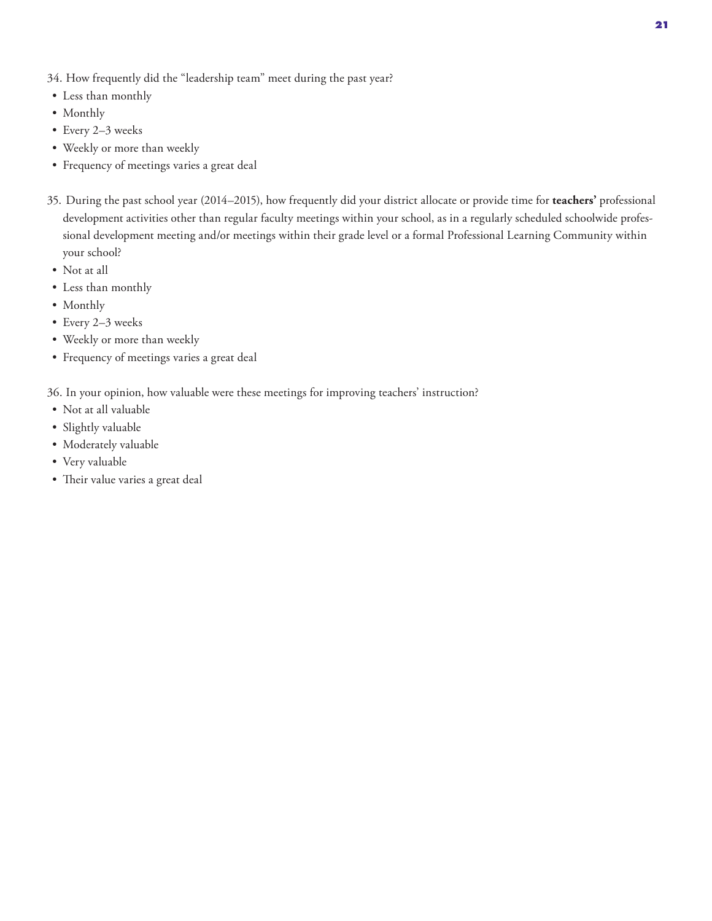34. How frequently did the "leadership team" meet during the past year?

- Less than monthly
- Monthly
- Every 2–3 weeks
- Weekly or more than weekly
- Frequency of meetings varies a great deal

35. During the past school year (2014–2015), how frequently did your district allocate or provide time for **teachers'** professional development activities other than regular faculty meetings within your school, as in a regularly scheduled schoolwide professional development meeting and/or meetings within their grade level or a formal Professional Learning Community within your school?

- Not at all
- Less than monthly
- Monthly
- Every 2–3 weeks
- Weekly or more than weekly
- Frequency of meetings varies a great deal

36. In your opinion, how valuable were these meetings for improving teachers' instruction?

- Not at all valuable
- Slightly valuable
- Moderately valuable
- Very valuable
- Their value varies a great deal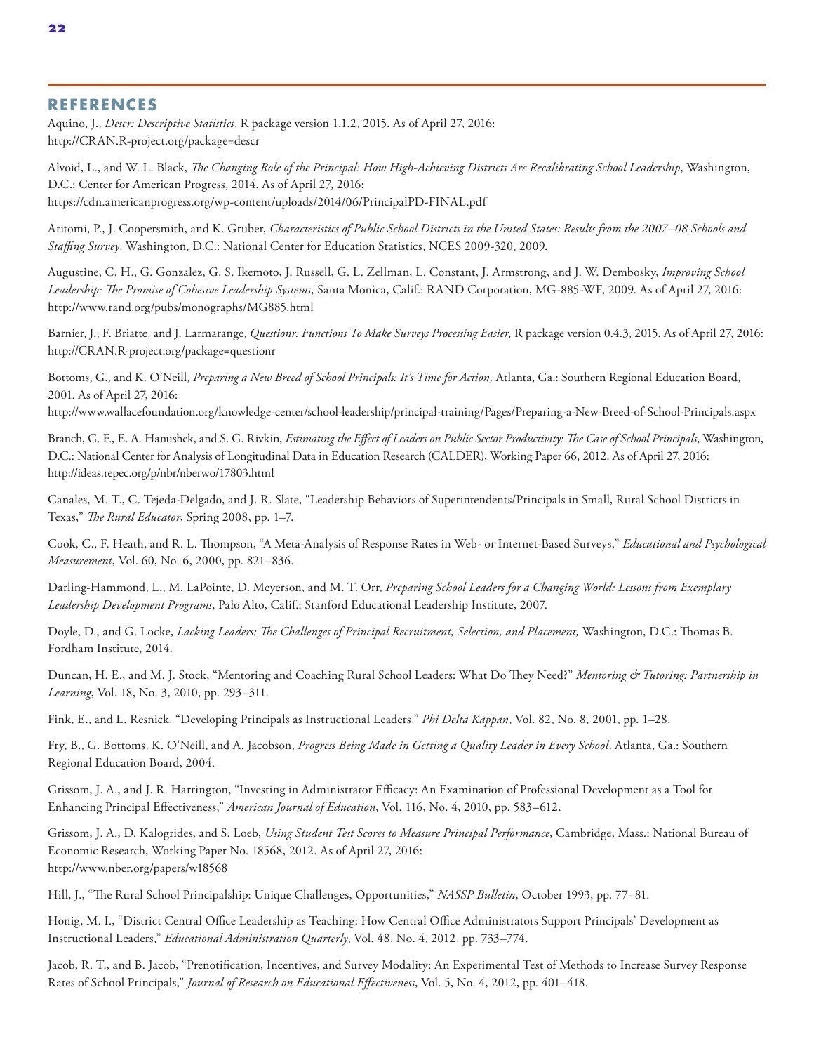## REFERENCES

Aquino, J., *Descr: Descriptive Statistics*, R package version 1.1.2, 2015. As of April 27, 2016: http://CRAN.R-project.org/package=descr

Alvoid, L., and W. L. Black, *The Changing Role of the Principal: How High-Achieving Districts Are Recalibrating School Leadership*, Washington, D.C.: Center for American Progress, 2014. As of April 27, 2016: https://cdn.americanprogress.org/wp-content/uploads/2014/06/PrincipalPD-FINAL.pdf

Aritomi, P., J. Coopersmith, and K. Gruber, *Characteristics of Public School Districts in the United States: Results from the 2007–08 Schools and Staffing Survey*, Washington, D.C.: National Center for Education Statistics, NCES 2009-320, 2009.

Augustine, C. H., G. Gonzalez, G. S. Ikemoto, J. Russell, G. L. Zellman, L. Constant, J. Armstrong, and J. W. Dembosky, *Improving School Leadership: The Promise of Cohesive Leadership Systems*, Santa Monica, Calif.: RAND Corporation, MG-885-WF, 2009. As of April 27, 2016: http://www.rand.org/pubs/monographs/MG885.html

Barnier, J., F. Briatte, and J. Larmarange, *Questionr: Functions To Make Surveys Processing Easier,* R package version 0.4.3, 2015. As of April 27, 2016: http://CRAN.R-project.org/package=questionr

Bottoms, G., and K. O'Neill, *Preparing a New Breed of School Principals: It's Time for Action,* Atlanta, Ga.: Southern Regional Education Board, 2001. As of April 27, 2016: http://www.wallacefoundation.org/knowledge-center/school-leadership/principal-training/Pages/Preparing-a-New-Breed-of-School-Principals.aspx

Branch, G. F., E. A. Hanushek, and S. G. Rivkin, *Estimating the Effect of Leaders on Public Sector Productivity: The Case of School Principals*, Washington, D.C.: National Center for Analysis of Longitudinal Data in Education Research (CALDER), Working Paper 66, 2012. As of April 27, 2016: http://ideas.repec.org/p/nbr/nberwo/17803.html

Canales, M. T., C. Tejeda-Delgado, and J. R. Slate, "Leadership Behaviors of Superintendents/Principals in Small, Rural School Districts in Texas," *The Rural Educator*, Spring 2008, pp. 1–7.

Cook, C., F. Heath, and R. L. Thompson, "A Meta-Analysis of Response Rates in Web- or Internet-Based Surveys," *Educational and Psychological Measurement*, Vol. 60, No. 6, 2000, pp. 821–836.

Darling-Hammond, L., M. LaPointe, D. Meyerson, and M. T. Orr, *Preparing School Leaders for a Changing World: Lessons from Exemplary Leadership Development Programs*, Palo Alto, Calif.: Stanford Educational Leadership Institute, 2007.

Doyle, D., and G. Locke, *Lacking Leaders: The Challenges of Principal Recruitment, Selection, and Placement,* Washington, D.C.: Thomas B. Fordham Institute, 2014.

Duncan, H. E., and M. J. Stock, "Mentoring and Coaching Rural School Leaders: What Do They Need?" *Mentoring & Tutoring: Partnership in Learning*, Vol. 18, No. 3, 2010, pp. 293–311.

Fink, E., and L. Resnick, "Developing Principals as Instructional Leaders," *Phi Delta Kappan*, Vol. 82, No. 8, 2001, pp. 1–28.

Fry, B., G. Bottoms, K. O'Neill, and A. Jacobson, *Progress Being Made in Getting a Quality Leader in Every School*, Atlanta, Ga.: Southern Regional Education Board, 2004.

Grissom, J. A., and J. R. Harrington, "Investing in Administrator Efficacy: An Examination of Professional Development as a Tool for Enhancing Principal Effectiveness," *American Journal of Education*, Vol. 116, No. 4, 2010, pp. 583–612.

Grissom, J. A., D. Kalogrides, and S. Loeb, *Using Student Test Scores to Measure Principal Performance*, Cambridge, Mass.: National Bureau of Economic Research, Working Paper No. 18568, 2012. As of April 27, 2016: http://www.nber.org/papers/w18568

Hill, J., "The Rural School Principalship: Unique Challenges, Opportunities," *NASSP Bulletin*, October 1993, pp. 77–81.

Honig, M. I., "District Central Office Leadership as Teaching: How Central Office Administrators Support Principals' Development as Instructional Leaders," *Educational Administration Quarterly*, Vol. 48, No. 4, 2012, pp. 733–774.

Jacob, R. T., and B. Jacob, "Prenotification, Incentives, and Survey Modality: An Experimental Test of Methods to Increase Survey Response Rates of School Principals," *Journal of Research on Educational Effectiveness*, Vol. 5, No. 4, 2012, pp. 401–418.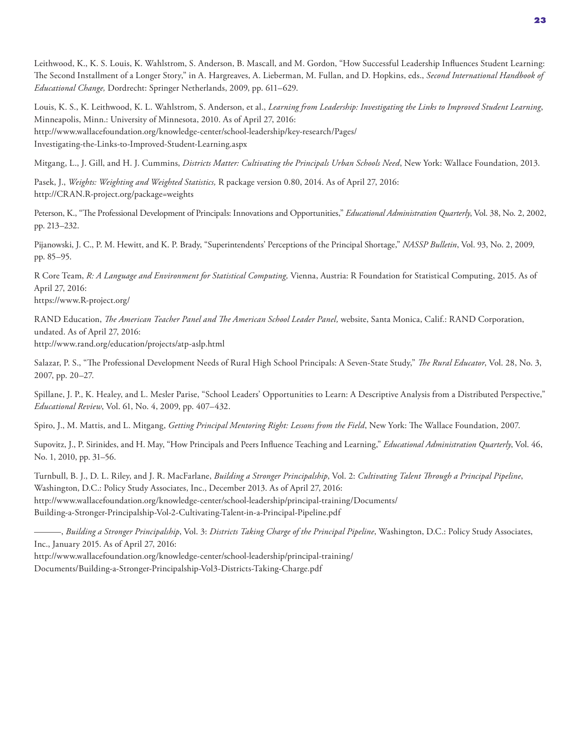Leithwood, K., K. S. Louis, K. Wahlstrom, S. Anderson, B. Mascall, and M. Gordon, "How Successful Leadership Influences Student Learning: The Second Installment of a Longer Story," in A. Hargreaves, A. Lieberman, M. Fullan, and D. Hopkins, eds., *Second International Handbook of Educational Change,* Dordrecht: Springer Netherlands, 2009, pp. 611–629.

Louis, K. S., K. Leithwood, K. L. Wahlstrom, S. Anderson, et al., *Learning from Leadership: Investigating the Links to Improved Student Learning*, Minneapolis, Minn.: University of Minnesota, 2010. As of April 27, 2016:
http://www.wallacefoundation.org/knowledge-center/school-leadership/key-research/Pages/Investigating-the-Links-to-Improved-Student-Learning.aspx

Mitgang, L., J. Gill, and H. J. Cummins, *Districts Matter: Cultivating the Principals Urban Schools Need*, New York: Wallace Foundation, 2013.

Pasek, J., *Weights: Weighting and Weighted Statistics,* R package version 0.80, 2014. As of April 27, 2016:
http://CRAN.R-project.org/package=weights

Peterson, K., "The Professional Development of Principals: Innovations and Opportunities," *Educational Administration Quarterly*, Vol. 38, No. 2, 2002, pp. 213–232.

Pijanowski, J. C., P. M. Hewitt, and K. P. Brady, "Superintendents' Perceptions of the Principal Shortage," *NASSP Bulletin*, Vol. 93, No. 2, 2009, pp. 85–95.

R Core Team, *R: A Language and Environment for Statistical Computing,* Vienna, Austria: R Foundation for Statistical Computing, 2015. As of April 27, 2016:
https://www.R-project.org/

RAND Education, *The American Teacher Panel and The American School Leader Panel,* website, Santa Monica, Calif.: RAND Corporation, undated. As of April 27, 2016:
http://www.rand.org/education/projects/atp-aslp.html

Salazar, P. S., "The Professional Development Needs of Rural High School Principals: A Seven-State Study," *The Rural Educator*, Vol. 28, No. 3, 2007, pp. 20–27.

Spillane, J. P., K. Healey, and L. Mesler Parise, "School Leaders' Opportunities to Learn: A Descriptive Analysis from a Distributed Perspective," *Educational Review*, Vol. 61, No. 4, 2009, pp. 407–432.

Spiro, J., M. Mattis, and L. Mitgang, *Getting Principal Mentoring Right: Lessons from the Field*, New York: The Wallace Foundation, 2007.

Supovitz, J., P. Sirinides, and H. May, "How Principals and Peers Influence Teaching and Learning," *Educational Administration Quarterly*, Vol. 46, No. 1, 2010, pp. 31–56.

Turnbull, B. J., D. L. Riley, and J. R. MacFarlane, *Building a Stronger Principalship*, Vol. 2: *Cultivating Talent Through a Principal Pipeline*, Washington, D.C.: Policy Study Associates, Inc., December 2013. As of April 27, 2016:
http://www.wallacefoundation.org/knowledge-center/school-leadership/principal-training/Documents/Building-a-Stronger-Principalship-Vol-2-Cultivating-Talent-in-a-Principal-Pipeline.pdf

———, *Building a Stronger Principalship*, Vol. 3: *Districts Taking Charge of the Principal Pipeline*, Washington, D.C.: Policy Study Associates, Inc., January 2015. As of April 27, 2016:
http://www.wallacefoundation.org/knowledge-center/school-leadership/principal-training/Documents/Building-a-Stronger-Principalship-Vol3-Districts-Taking-Charge.pdf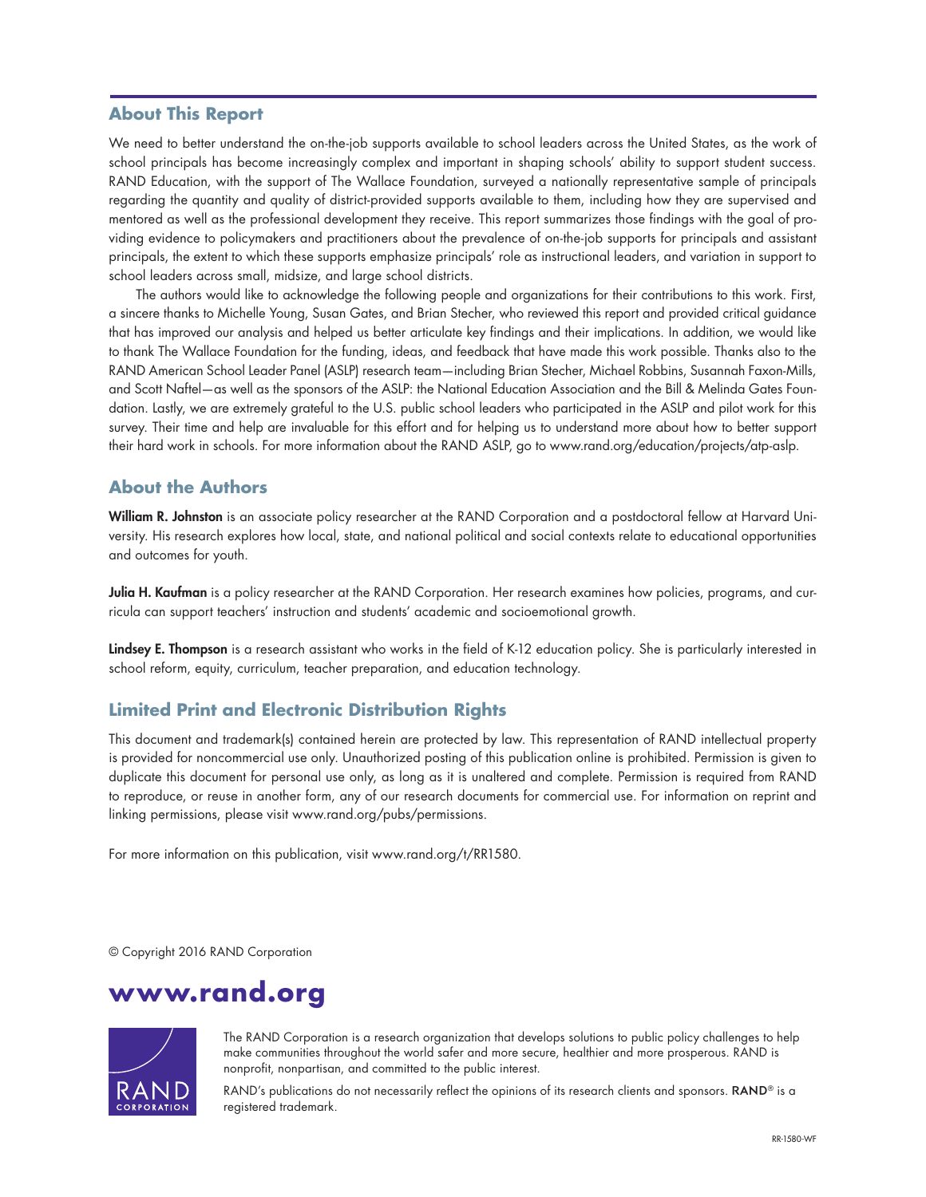## About This Report

We need to better understand the on-the-job supports available to school leaders across the United States, as the work of school principals has become increasingly complex and important in shaping schools' ability to support student success. RAND Education, with the support of The Wallace Foundation, surveyed a nationally representative sample of principals regarding the quantity and quality of district-provided supports available to them, including how they are supervised and mentored as well as the professional development they receive. This report summarizes those findings with the goal of providing evidence to policymakers and practitioners about the prevalence of on-the-job supports for principals and assistant principals, the extent to which these supports emphasize principals' role as instructional leaders, and variation in support to school leaders across small, midsize, and large school districts.

The authors would like to acknowledge the following people and organizations for their contributions to this work. First, a sincere thanks to Michelle Young, Susan Gates, and Brian Stecher, who reviewed this report and provided critical guidance that has improved our analysis and helped us better articulate key findings and their implications. In addition, we would like to thank The Wallace Foundation for the funding, ideas, and feedback that have made this work possible. Thanks also to the RAND American School Leader Panel (ASLP) research team—including Brian Stecher, Michael Robbins, Susannah Faxon-Mills, and Scott Naftel—as well as the sponsors of the ASLP: the National Education Association and the Bill & Melinda Gates Foundation. Lastly, we are extremely grateful to the U.S. public school leaders who participated in the ASLP and pilot work for this survey. Their time and help are invaluable for this effort and for helping us to understand more about how to better support their hard work in schools. For more information about the RAND ASLP, go to www.rand.org/education/projects/atp-aslp.

## About the Authors

**William R. Johnston** is an associate policy researcher at the RAND Corporation and a postdoctoral fellow at Harvard University. His research explores how local, state, and national political and social contexts relate to educational opportunities and outcomes for youth.

**Julia H. Kaufman** is a policy researcher at the RAND Corporation. Her research examines how policies, programs, and curricula can support teachers' instruction and students' academic and socioemotional growth.

**Lindsey E. Thompson** is a research assistant who works in the field of K-12 education policy. She is particularly interested in school reform, equity, curriculum, teacher preparation, and education technology.

## Limited Print and Electronic Distribution Rights

This document and trademark(s) contained herein are protected by law. This representation of RAND intellectual property is provided for noncommercial use only. Unauthorized posting of this publication online is prohibited. Permission is given to duplicate this document for personal use only, as long as it is unaltered and complete. Permission is required from RAND to reproduce, or reuse in another form, any of our research documents for commercial use. For information on reprint and linking permissions, please visit www.rand.org/pubs/permissions.

For more information on this publication, visit www.rand.org/t/RR1580.

© Copyright 2016 RAND Corporation

# www.rand.org

RAND CORPORATION

The RAND Corporation is a research organization that develops solutions to public policy challenges to help make communities throughout the world safer and more secure, healthier and more prosperous. RAND is nonprofit, nonpartisan, and committed to the public interest.

RAND's publications do not necessarily reflect the opinions of its research clients and sponsors. **RAND**® is a registered trademark.

RR-1580-WF